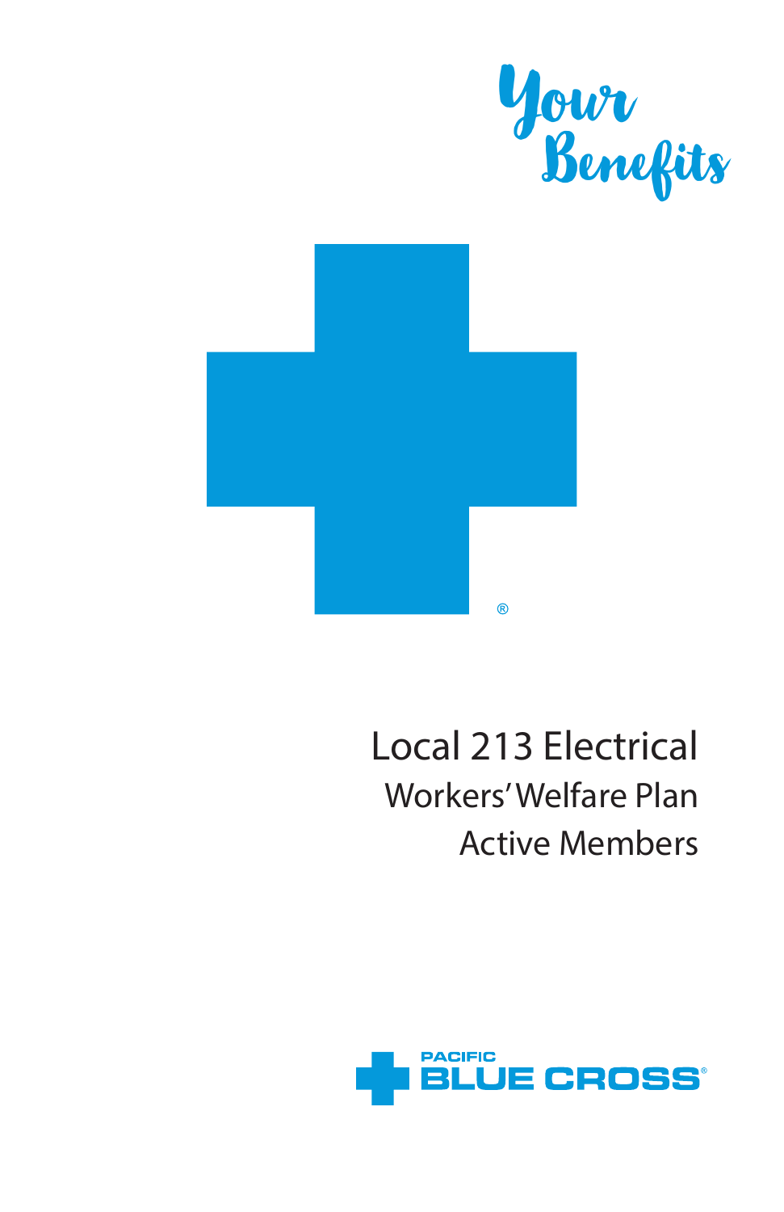# Your Benefits

# Local 213 Electrical

## Workers' Welfare Plan

## Active Members

PACIFIC BLUE CROSS®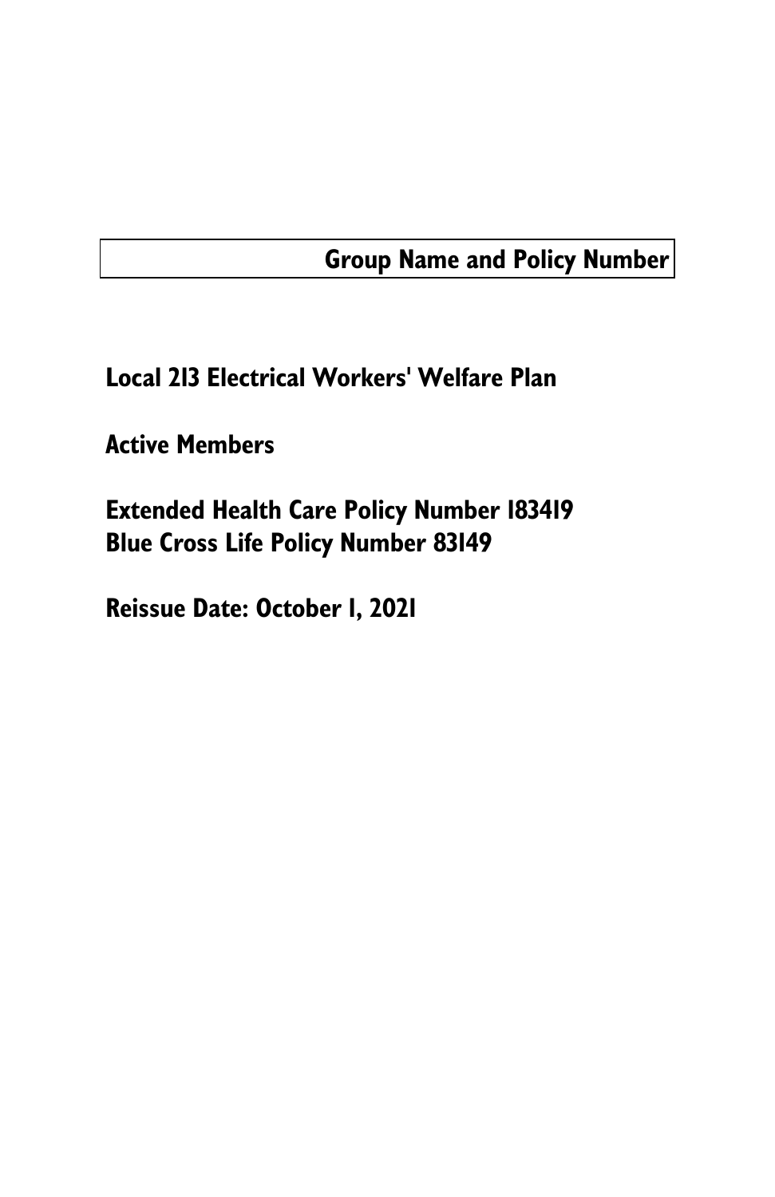## Group Name and Policy Number

**Local 213 Electrical Workers' Welfare Plan**

**Active Members**

**Extended Health Care Policy Number 183419**
**Blue Cross Life Policy Number 83149**

**Reissue Date: October 1, 2021**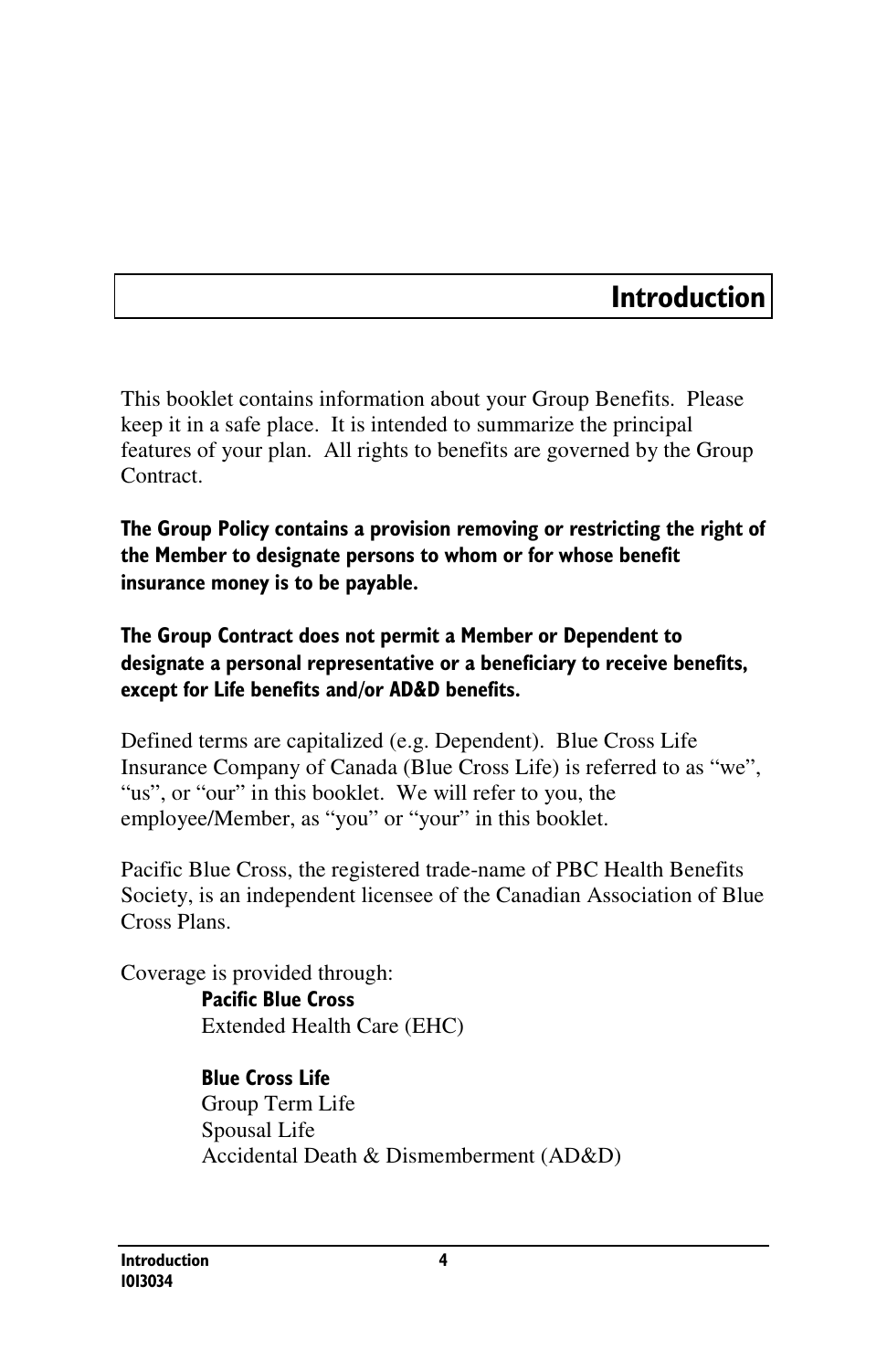# Introduction

This booklet contains information about your Group Benefits. Please keep it in a safe place. It is intended to summarize the principal features of your plan. All rights to benefits are governed by the Group Contract.

**The Group Policy contains a provision removing or restricting the right of the Member to designate persons to whom or for whose benefit insurance money is to be payable.**

**The Group Contract does not permit a Member or Dependent to designate a personal representative or a beneficiary to receive benefits, except for Life benefits and/or AD&D benefits.**

Defined terms are capitalized (e.g. Dependent). Blue Cross Life Insurance Company of Canada (Blue Cross Life) is referred to as "we", "us", or "our" in this booklet. We will refer to you, the employee/Member, as "you" or "your" in this booklet.

Pacific Blue Cross, the registered trade-name of PBC Health Benefits Society, is an independent licensee of the Canadian Association of Blue Cross Plans.

Coverage is provided through:

**Pacific Blue Cross**
Extended Health Care (EHC)

**Blue Cross Life**
Group Term Life
Spousal Life
Accidental Death & Dismemberment (AD&D)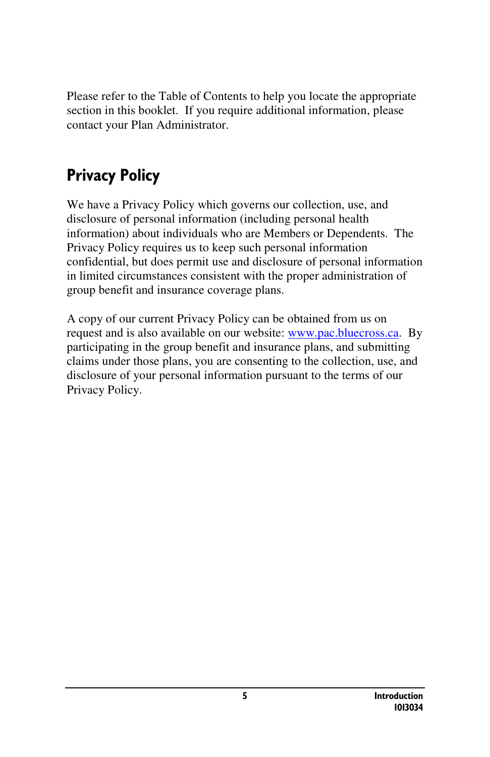Please refer to the Table of Contents to help you locate the appropriate section in this booklet. If you require additional information, please contact your Plan Administrator.

## Privacy Policy

We have a Privacy Policy which governs our collection, use, and disclosure of personal information (including personal health information) about individuals who are Members or Dependents. The Privacy Policy requires us to keep such personal information confidential, but does permit use and disclosure of personal information in limited circumstances consistent with the proper administration of group benefit and insurance coverage plans.

A copy of our current Privacy Policy can be obtained from us on request and is also available on our website: [www.pac.bluecross.ca](http://www.pac.bluecross.ca). By participating in the group benefit and insurance plans, and submitting claims under those plans, you are consenting to the collection, use, and disclosure of your personal information pursuant to the terms of our Privacy Policy.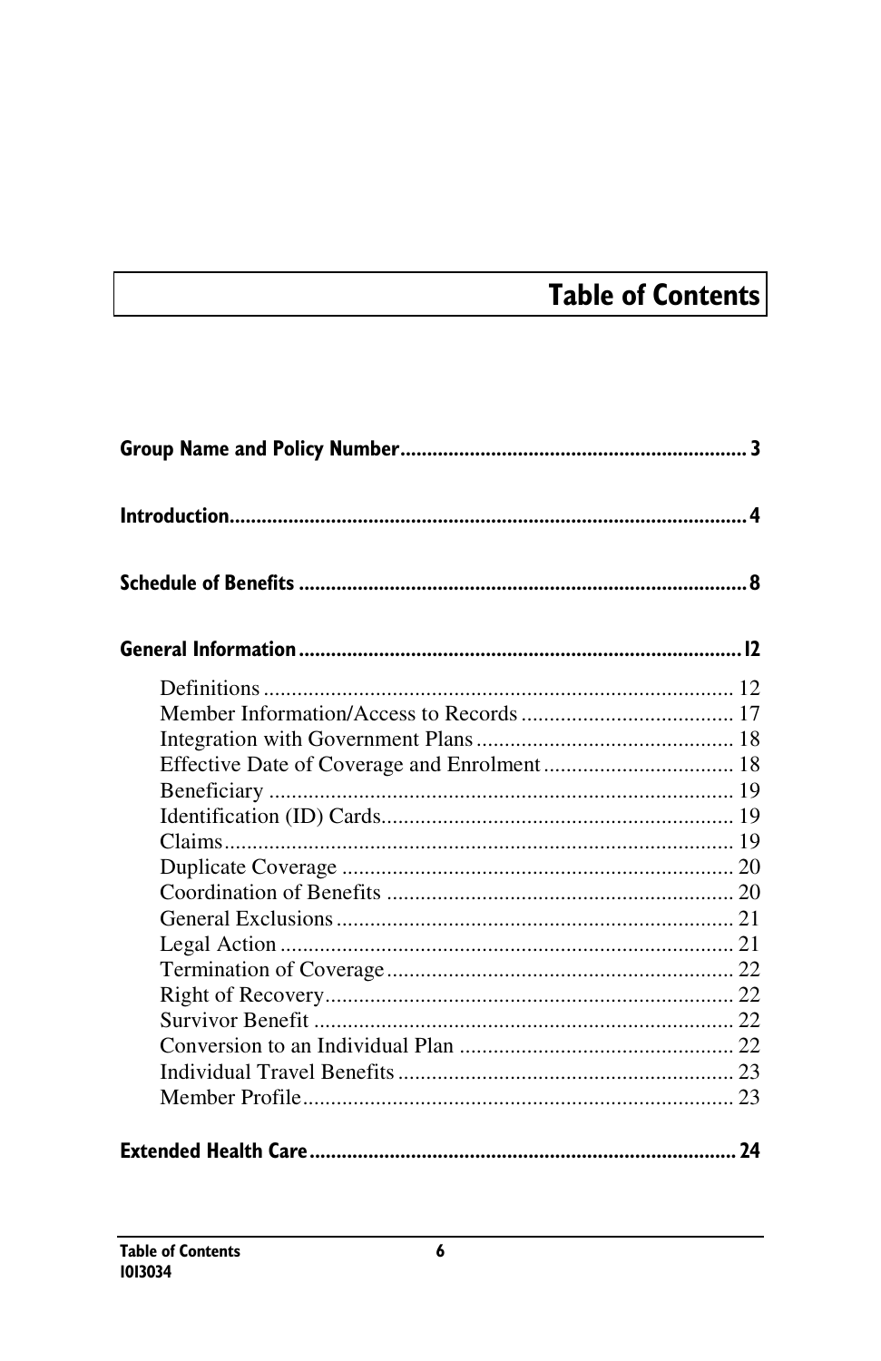# Table of Contents

**Group Name and Policy Number** ................................................................ **3**

**Introduction** ................................................................................................ **4**

**Schedule of Benefits** .................................................................................. **8**

**General Information** .................................................................................. **12**

- Definitions .................................................................................... 12
- Member Information/Access to Records ...................................... 17
- Integration with Government Plans .............................................. 18
- Effective Date of Coverage and Enrolment .................................. 18
- Beneficiary .................................................................................... 19
- Identification (ID) Cards ............................................................... 19
- Claims ........................................................................................... 19
- Duplicate Coverage ...................................................................... 20
- Coordination of Benefits .............................................................. 20
- General Exclusions ....................................................................... 21
- Legal Action ................................................................................. 21
- Termination of Coverage .............................................................. 22
- Right of Recovery ......................................................................... 22
- Survivor Benefit ........................................................................... 22
- Conversion to an Individual Plan ................................................. 22
- Individual Travel Benefits ............................................................ 23
- Member Profile ............................................................................. 23

**Extended Health Care** ................................................................................ **24**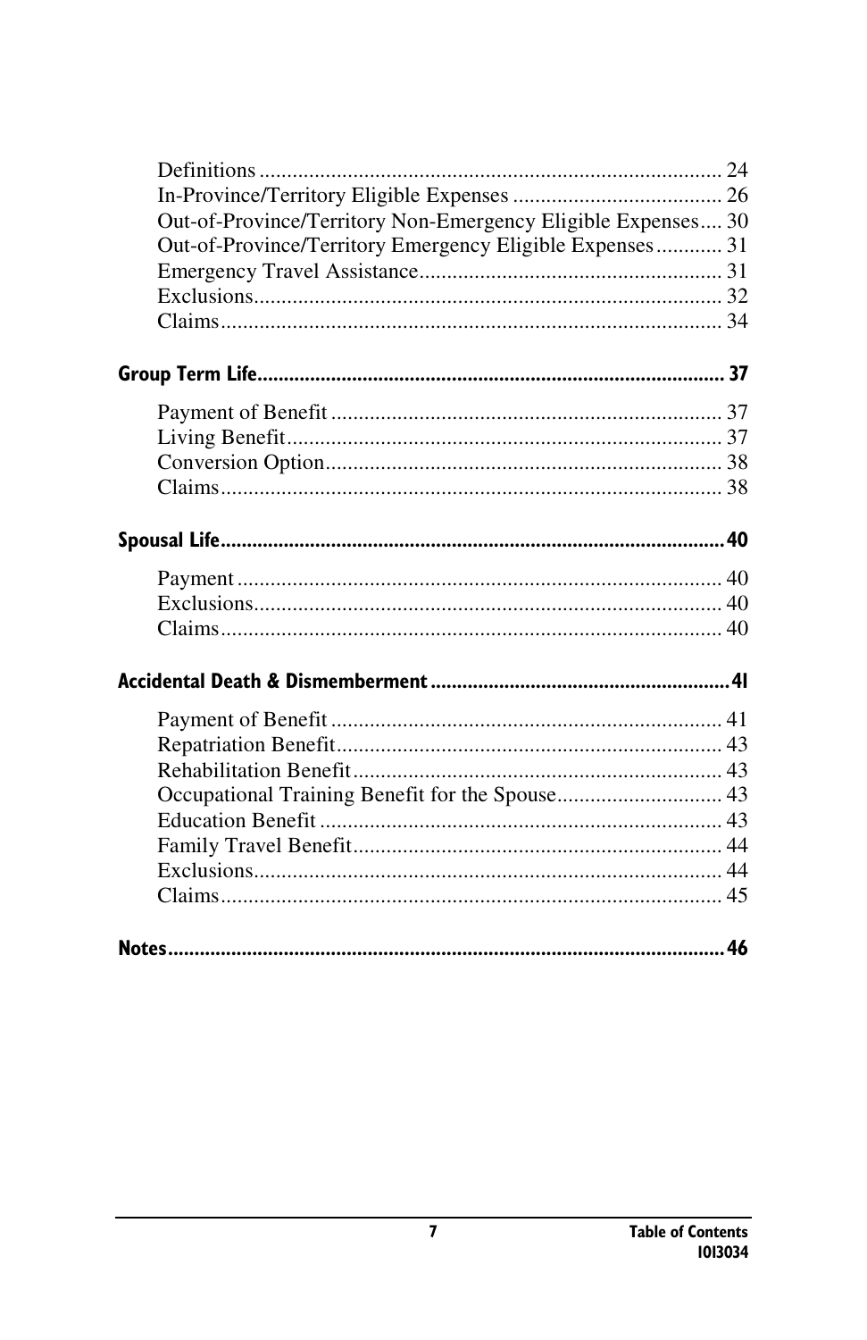Definitions ...................................................................................... 24
In-Province/Territory Eligible Expenses ...................................... 26
Out-of-Province/Territory Non-Emergency Eligible Expenses .... 30
Out-of-Province/Territory Emergency Eligible Expenses ............ 31
Emergency Travel Assistance ....................................................... 31
Exclusions ...................................................................................... 32
Claims ............................................................................................ 34

**Group Term Life ....................................................................................... 37**

Payment of Benefit ........................................................................ 37
Living Benefit ................................................................................. 37
Conversion Option ......................................................................... 38
Claims ............................................................................................ 38

**Spousal Life .............................................................................................. 40**

Payment .......................................................................................... 40
Exclusions ...................................................................................... 40
Claims ............................................................................................ 40

**Accidental Death & Dismemberment ........................................................ 41**

Payment of Benefit ........................................................................ 41
Repatriation Benefit ....................................................................... 43
Rehabilitation Benefit .................................................................... 43
Occupational Training Benefit for the Spouse .............................. 43
Education Benefit .......................................................................... 43
Family Travel Benefit .................................................................... 44
Exclusions ...................................................................................... 44
Claims ............................................................................................ 45

**Notes ........................................................................................................ 46**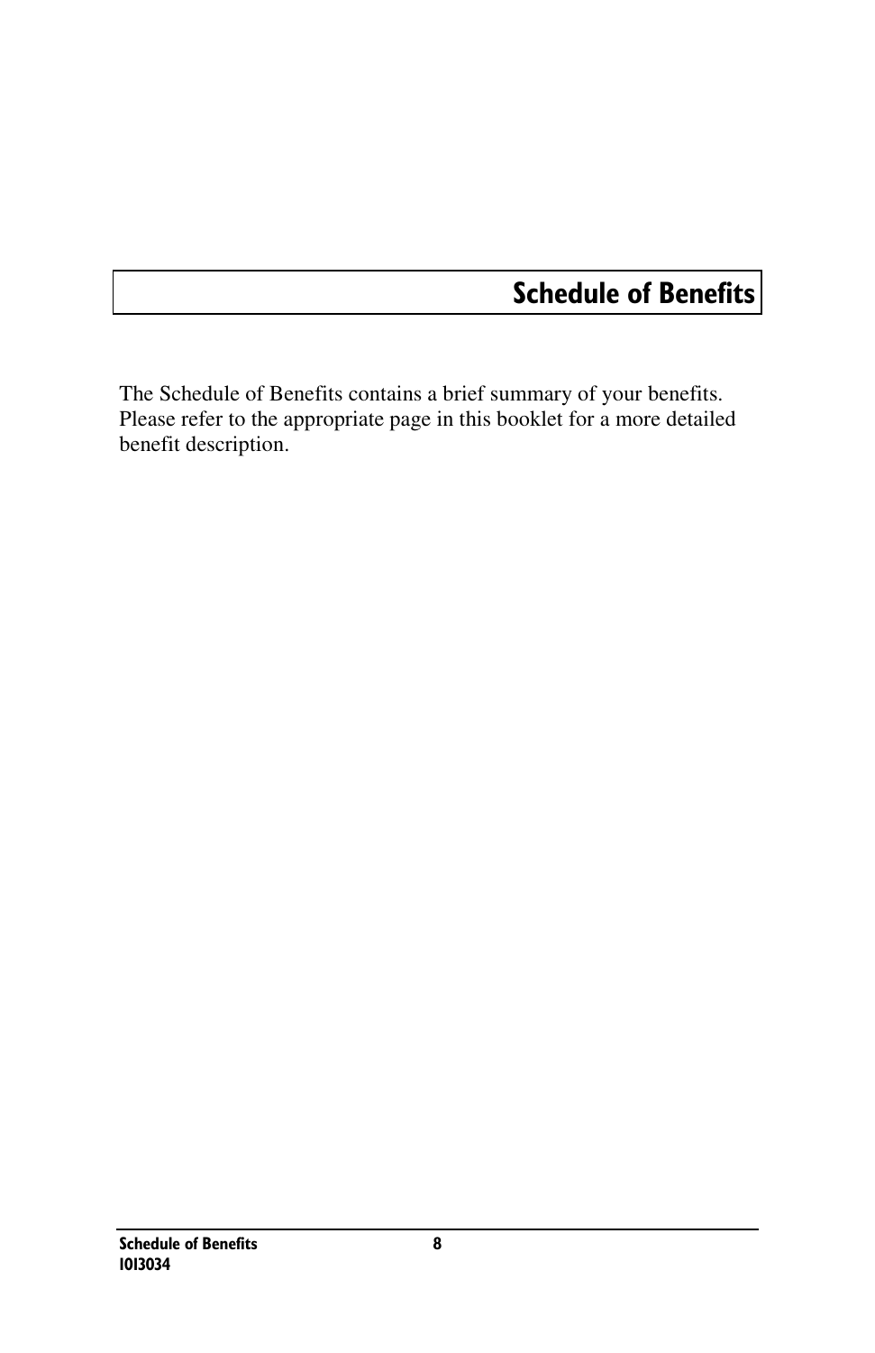# Schedule of Benefits

The Schedule of Benefits contains a brief summary of your benefits. Please refer to the appropriate page in this booklet for a more detailed benefit description.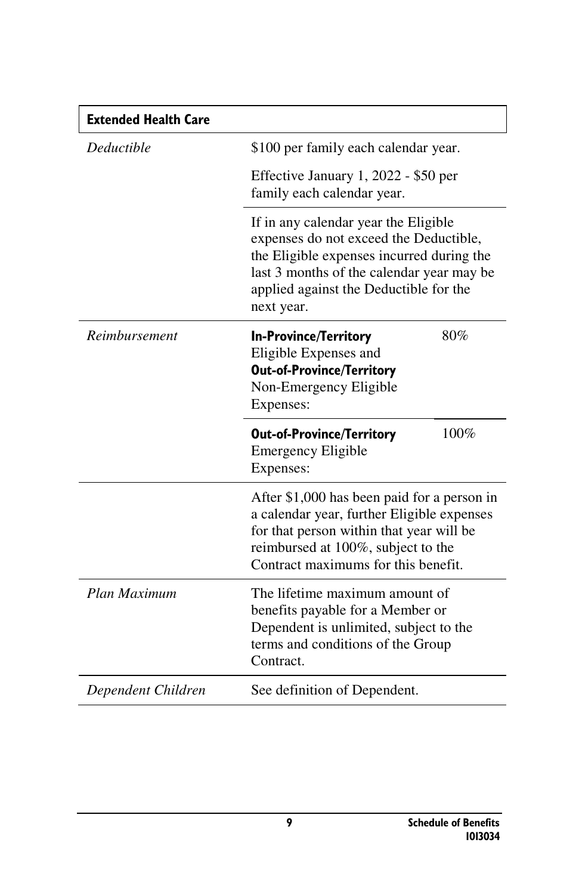| **Extended Health Care** | | |
|---|---|---|
| *Deductible* | $100 per family each calendar year.<br><br>Effective January 1, 2022 - $50 per family each calendar year. | |
| | If in any calendar year the Eligible expenses do not exceed the Deductible, the Eligible expenses incurred during the last 3 months of the calendar year may be applied against the Deductible for the next year. | |
| *Reimbursement* | **In-Province/Territory** Eligible Expenses and **Out-of-Province/Territory** Non-Emergency Eligible Expenses: | 80% |
| | **Out-of-Province/Territory** Emergency Eligible Expenses: | 100% |
| | After $1,000 has been paid for a person in a calendar year, further Eligible expenses for that person within that year will be reimbursed at 100%, subject to the Contract maximums for this benefit. | |
| *Plan Maximum* | The lifetime maximum amount of benefits payable for a Member or Dependent is unlimited, subject to the terms and conditions of the Group Contract. | |
| *Dependent Children* | See definition of Dependent. | |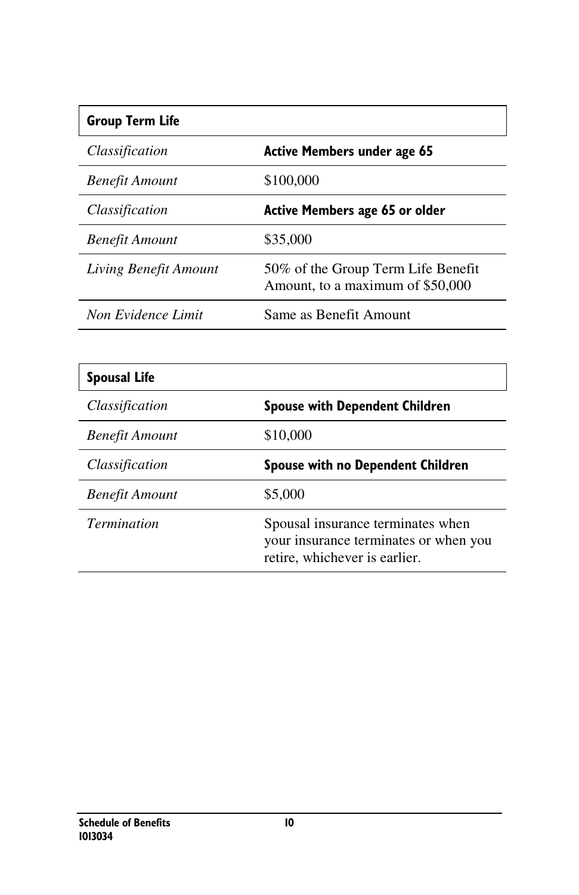| **Group Term Life** | |
|---|---|
| *Classification* | **Active Members under age 65** |
| *Benefit Amount* | $100,000 |
| *Classification* | **Active Members age 65 or older** |
| *Benefit Amount* | $35,000 |
| *Living Benefit Amount* | 50% of the Group Term Life Benefit Amount, to a maximum of $50,000 |
| *Non Evidence Limit* | Same as Benefit Amount |

| **Spousal Life** | |
|---|---|
| *Classification* | **Spouse with Dependent Children** |
| *Benefit Amount* | $10,000 |
| *Classification* | **Spouse with no Dependent Children** |
| *Benefit Amount* | $5,000 |
| *Termination* | Spousal insurance terminates when your insurance terminates or when you retire, whichever is earlier. |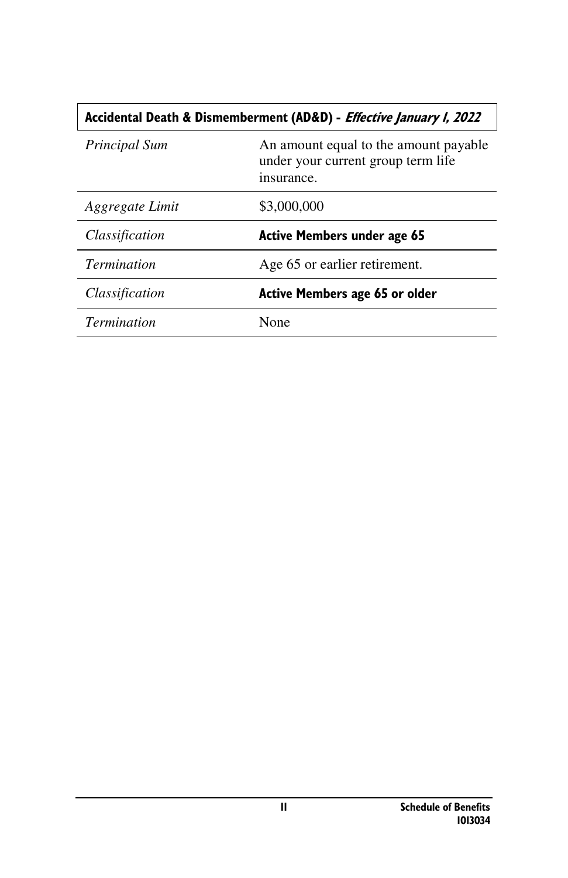| **Accidental Death & Dismemberment (AD&D) - *Effective January 1, 2022*** | |
|---|---|
| *Principal Sum* | An amount equal to the amount payable under your current group term life insurance. |
| *Aggregate Limit* | $3,000,000 |
| *Classification* | **Active Members under age 65** |
| *Termination* | Age 65 or earlier retirement. |
| *Classification* | **Active Members age 65 or older** |
| *Termination* | None |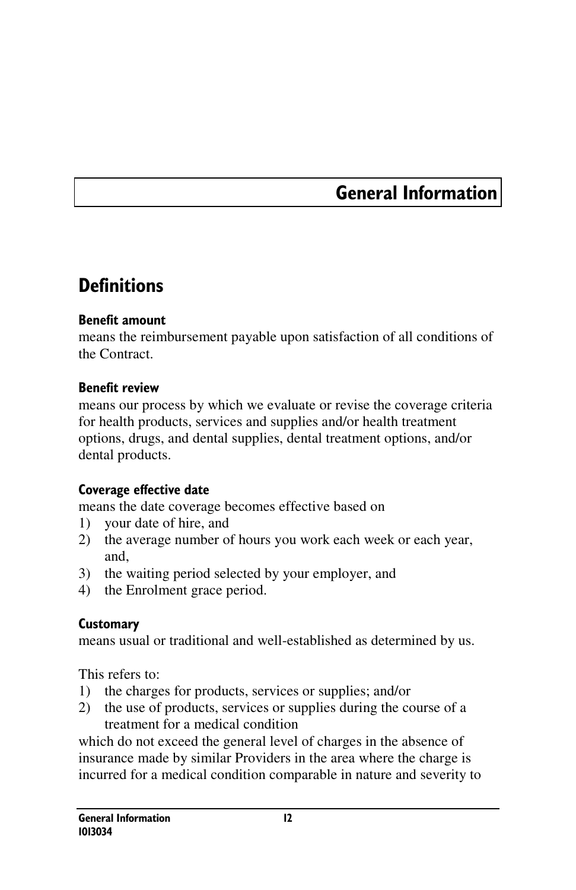# General Information

## Definitions

**Benefit amount**
means the reimbursement payable upon satisfaction of all conditions of the Contract.

**Benefit review**
means our process by which we evaluate or revise the coverage criteria for health products, services and supplies and/or health treatment options, drugs, and dental supplies, dental treatment options, and/or dental products.

**Coverage effective date**
means the date coverage becomes effective based on

1) your date of hire, and
2) the average number of hours you work each week or each year, and,
3) the waiting period selected by your employer, and
4) the Enrolment grace period.

**Customary**
means usual or traditional and well-established as determined by us.

This refers to:

1) the charges for products, services or supplies; and/or
2) the use of products, services or supplies during the course of a treatment for a medical condition

which do not exceed the general level of charges in the absence of insurance made by similar Providers in the area where the charge is incurred for a medical condition comparable in nature and severity to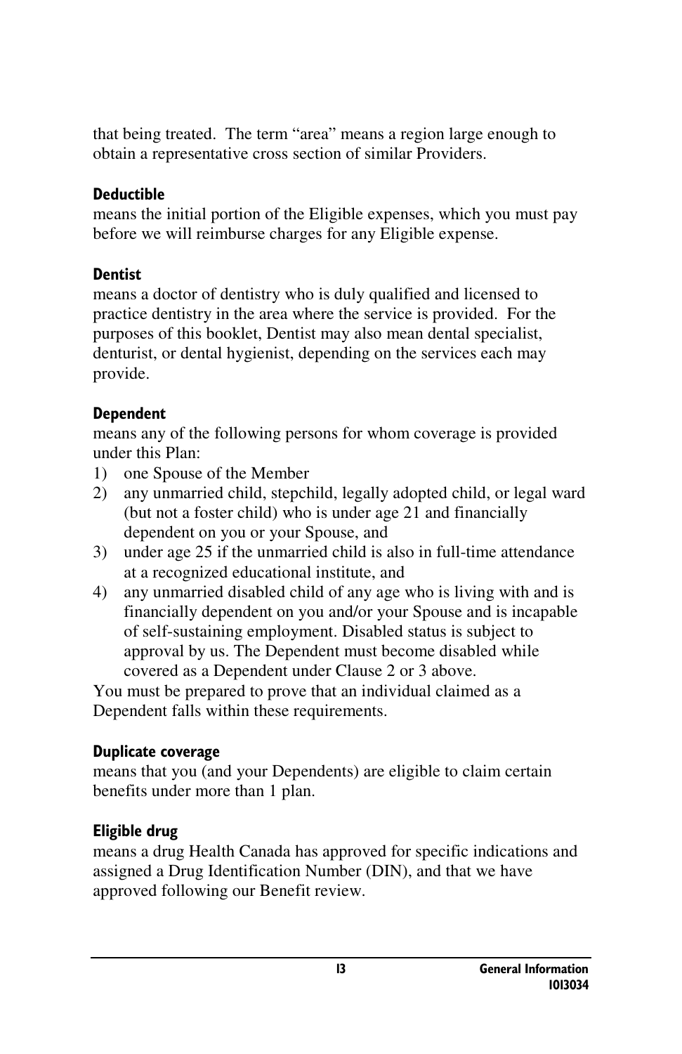that being treated. The term "area" means a region large enough to obtain a representative cross section of similar Providers.

### Deductible

means the initial portion of the Eligible expenses, which you must pay before we will reimburse charges for any Eligible expense.

### Dentist

means a doctor of dentistry who is duly qualified and licensed to practice dentistry in the area where the service is provided. For the purposes of this booklet, Dentist may also mean dental specialist, denturist, or dental hygienist, depending on the services each may provide.

### Dependent

means any of the following persons for whom coverage is provided under this Plan:

1) one Spouse of the Member
2) any unmarried child, stepchild, legally adopted child, or legal ward (but not a foster child) who is under age 21 and financially dependent on you or your Spouse, and
3) under age 25 if the unmarried child is also in full-time attendance at a recognized educational institute, and
4) any unmarried disabled child of any age who is living with and is financially dependent on you and/or your Spouse and is incapable of self-sustaining employment. Disabled status is subject to approval by us. The Dependent must become disabled while covered as a Dependent under Clause 2 or 3 above.

You must be prepared to prove that an individual claimed as a Dependent falls within these requirements.

### Duplicate coverage

means that you (and your Dependents) are eligible to claim certain benefits under more than 1 plan.

### Eligible drug

means a drug Health Canada has approved for specific indications and assigned a Drug Identification Number (DIN), and that we have approved following our Benefit review.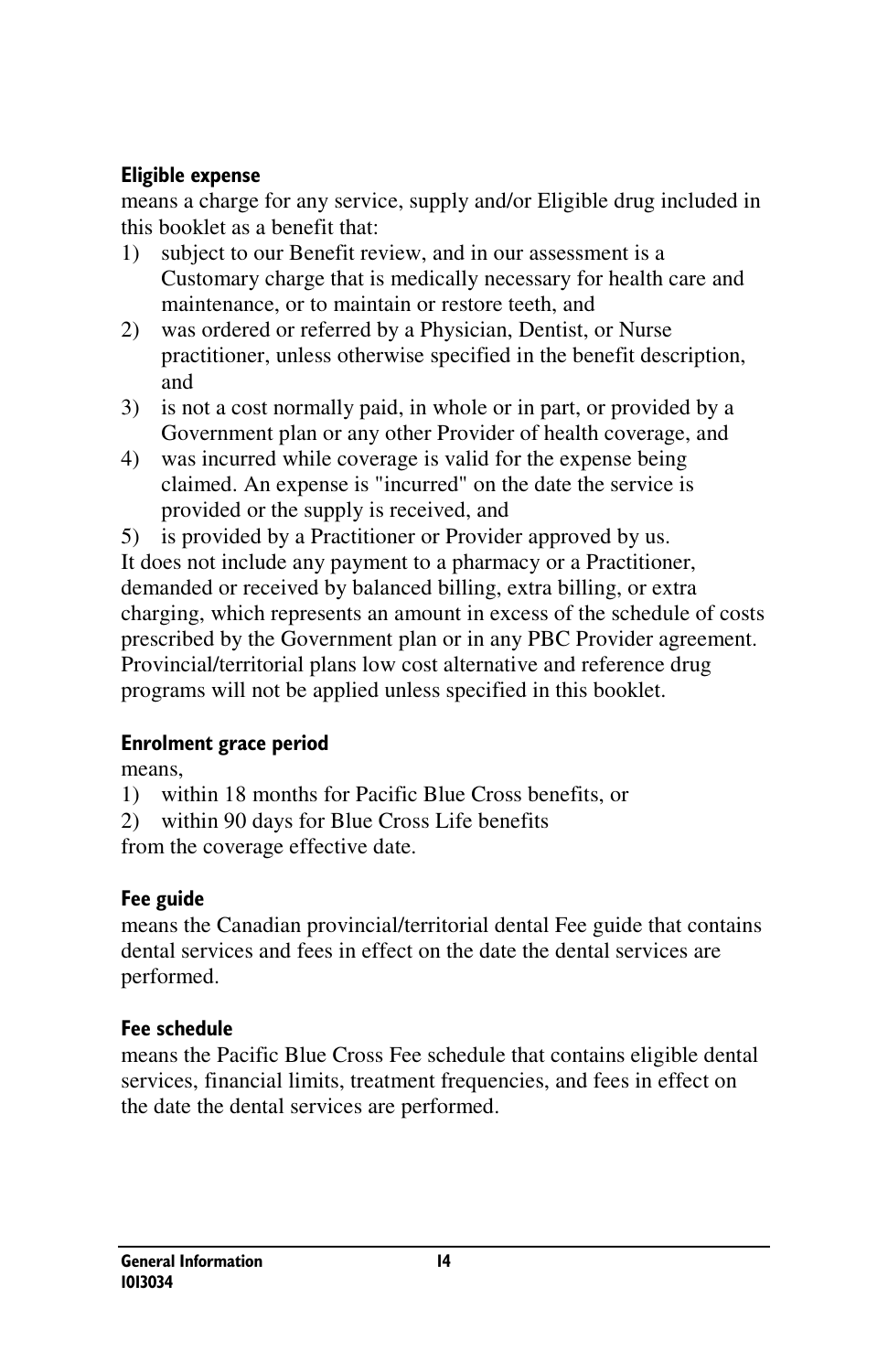### Eligible expense

means a charge for any service, supply and/or Eligible drug included in this booklet as a benefit that:

1) subject to our Benefit review, and in our assessment is a Customary charge that is medically necessary for health care and maintenance, or to maintain or restore teeth, and
2) was ordered or referred by a Physician, Dentist, or Nurse practitioner, unless otherwise specified in the benefit description, and
3) is not a cost normally paid, in whole or in part, or provided by a Government plan or any other Provider of health coverage, and
4) was incurred while coverage is valid for the expense being claimed. An expense is "incurred" on the date the service is provided or the supply is received, and
5) is provided by a Practitioner or Provider approved by us.

It does not include any payment to a pharmacy or a Practitioner, demanded or received by balanced billing, extra billing, or extra charging, which represents an amount in excess of the schedule of costs prescribed by the Government plan or in any PBC Provider agreement. Provincial/territorial plans low cost alternative and reference drug programs will not be applied unless specified in this booklet.

### Enrolment grace period

means,

1) within 18 months for Pacific Blue Cross benefits, or
2) within 90 days for Blue Cross Life benefits

from the coverage effective date.

### Fee guide

means the Canadian provincial/territorial dental Fee guide that contains dental services and fees in effect on the date the dental services are performed.

### Fee schedule

means the Pacific Blue Cross Fee schedule that contains eligible dental services, financial limits, treatment frequencies, and fees in effect on the date the dental services are performed.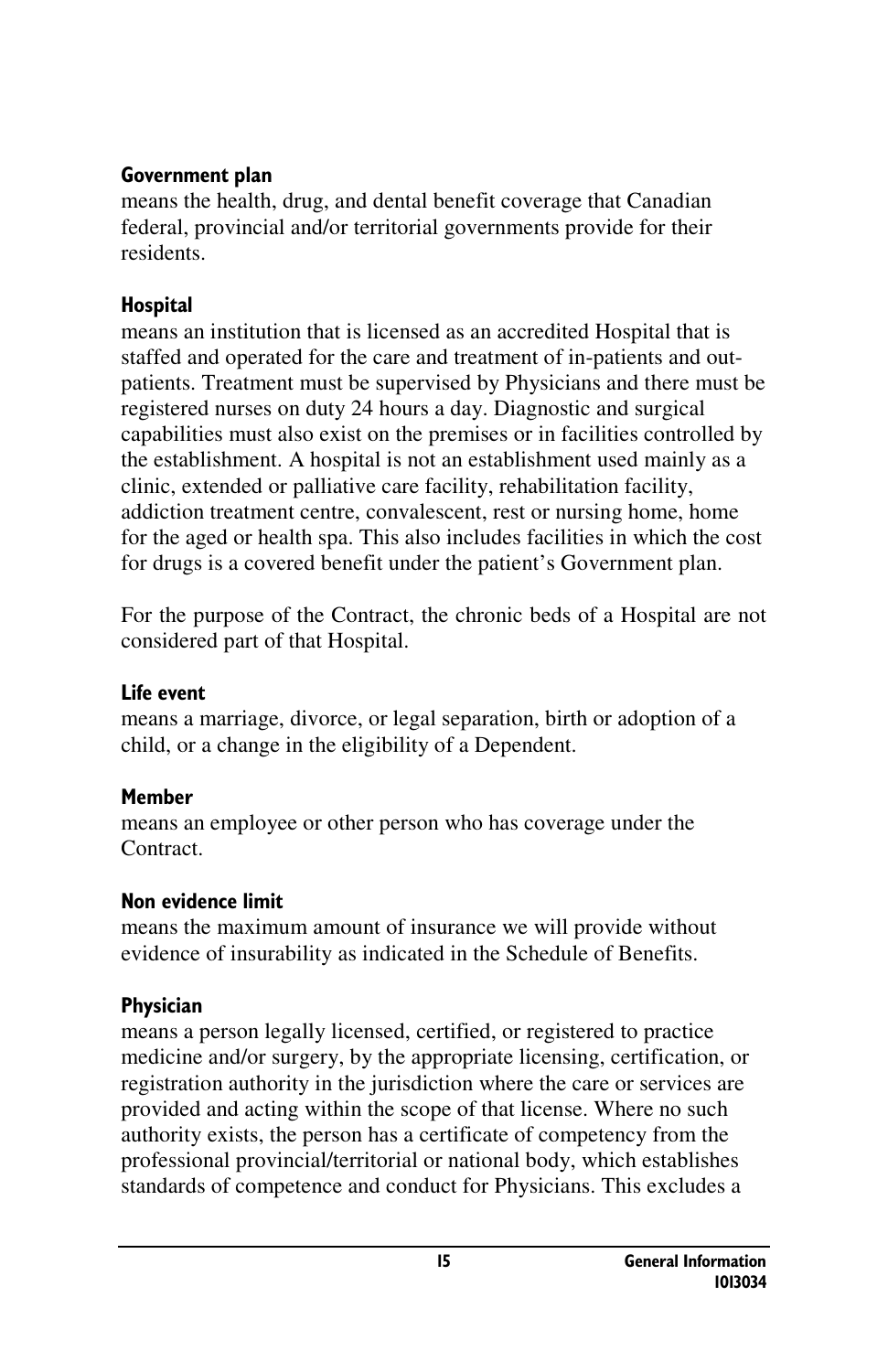**Government plan**
means the health, drug, and dental benefit coverage that Canadian federal, provincial and/or territorial governments provide for their residents.

**Hospital**
means an institution that is licensed as an accredited Hospital that is staffed and operated for the care and treatment of in-patients and out-patients. Treatment must be supervised by Physicians and there must be registered nurses on duty 24 hours a day. Diagnostic and surgical capabilities must also exist on the premises or in facilities controlled by the establishment. A hospital is not an establishment used mainly as a clinic, extended or palliative care facility, rehabilitation facility, addiction treatment centre, convalescent, rest or nursing home, home for the aged or health spa. This also includes facilities in which the cost for drugs is a covered benefit under the patient's Government plan.

For the purpose of the Contract, the chronic beds of a Hospital are not considered part of that Hospital.

**Life event**
means a marriage, divorce, or legal separation, birth or adoption of a child, or a change in the eligibility of a Dependent.

**Member**
means an employee or other person who has coverage under the Contract.

**Non evidence limit**
means the maximum amount of insurance we will provide without evidence of insurability as indicated in the Schedule of Benefits.

**Physician**
means a person legally licensed, certified, or registered to practice medicine and/or surgery, by the appropriate licensing, certification, or registration authority in the jurisdiction where the care or services are provided and acting within the scope of that license. Where no such authority exists, the person has a certificate of competency from the professional provincial/territorial or national body, which establishes standards of competence and conduct for Physicians. This excludes a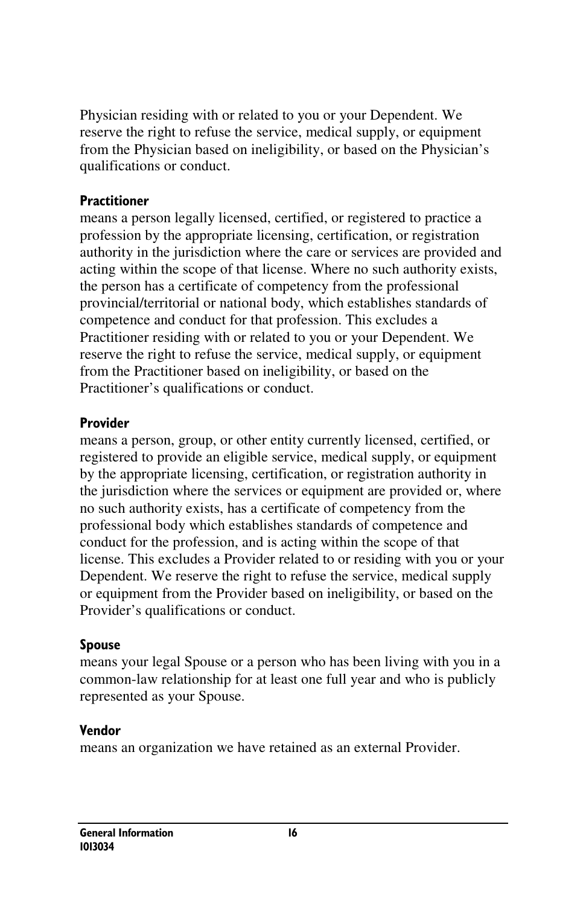Physician residing with or related to you or your Dependent. We reserve the right to refuse the service, medical supply, or equipment from the Physician based on ineligibility, or based on the Physician's qualifications or conduct.

**Practitioner**
means a person legally licensed, certified, or registered to practice a profession by the appropriate licensing, certification, or registration authority in the jurisdiction where the care or services are provided and acting within the scope of that license. Where no such authority exists, the person has a certificate of competency from the professional provincial/territorial or national body, which establishes standards of competence and conduct for that profession. This excludes a Practitioner residing with or related to you or your Dependent. We reserve the right to refuse the service, medical supply, or equipment from the Practitioner based on ineligibility, or based on the Practitioner's qualifications or conduct.

**Provider**
means a person, group, or other entity currently licensed, certified, or registered to provide an eligible service, medical supply, or equipment by the appropriate licensing, certification, or registration authority in the jurisdiction where the services or equipment are provided or, where no such authority exists, has a certificate of competency from the professional body which establishes standards of competence and conduct for the profession, and is acting within the scope of that license. This excludes a Provider related to or residing with you or your Dependent. We reserve the right to refuse the service, medical supply or equipment from the Provider based on ineligibility, or based on the Provider's qualifications or conduct.

**Spouse**
means your legal Spouse or a person who has been living with you in a common-law relationship for at least one full year and who is publicly represented as your Spouse.

**Vendor**
means an organization we have retained as an external Provider.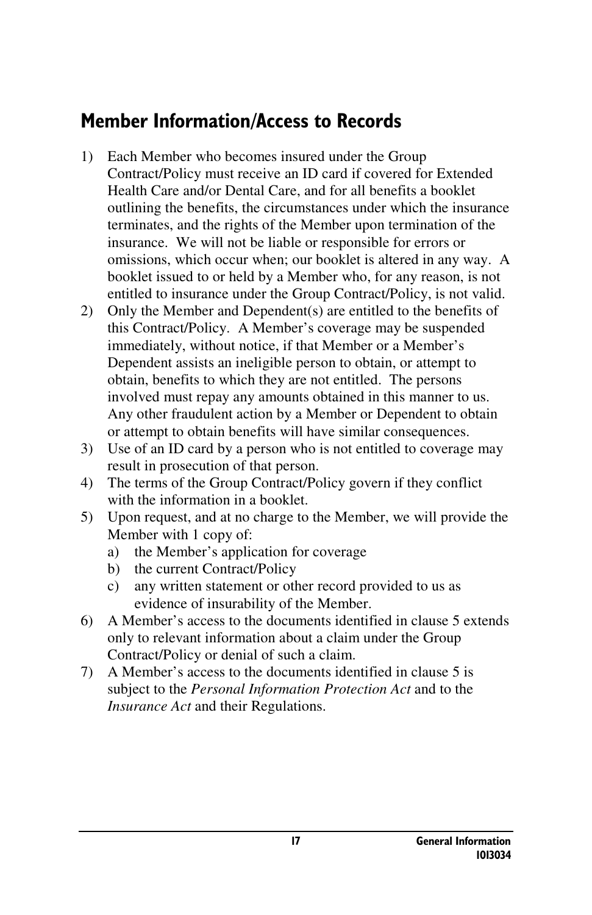## Member Information/Access to Records

1) Each Member who becomes insured under the Group Contract/Policy must receive an ID card if covered for Extended Health Care and/or Dental Care, and for all benefits a booklet outlining the benefits, the circumstances under which the insurance terminates, and the rights of the Member upon termination of the insurance. We will not be liable or responsible for errors or omissions, which occur when; our booklet is altered in any way. A booklet issued to or held by a Member who, for any reason, is not entitled to insurance under the Group Contract/Policy, is not valid.
2) Only the Member and Dependent(s) are entitled to the benefits of this Contract/Policy. A Member's coverage may be suspended immediately, without notice, if that Member or a Member's Dependent assists an ineligible person to obtain, or attempt to obtain, benefits to which they are not entitled. The persons involved must repay any amounts obtained in this manner to us. Any other fraudulent action by a Member or Dependent to obtain or attempt to obtain benefits will have similar consequences.
3) Use of an ID card by a person who is not entitled to coverage may result in prosecution of that person.
4) The terms of the Group Contract/Policy govern if they conflict with the information in a booklet.
5) Upon request, and at no charge to the Member, we will provide the Member with 1 copy of:
   a) the Member's application for coverage
   b) the current Contract/Policy
   c) any written statement or other record provided to us as evidence of insurability of the Member.
6) A Member's access to the documents identified in clause 5 extends only to relevant information about a claim under the Group Contract/Policy or denial of such a claim.
7) A Member's access to the documents identified in clause 5 is subject to the *Personal Information Protection Act* and to the *Insurance Act* and their Regulations.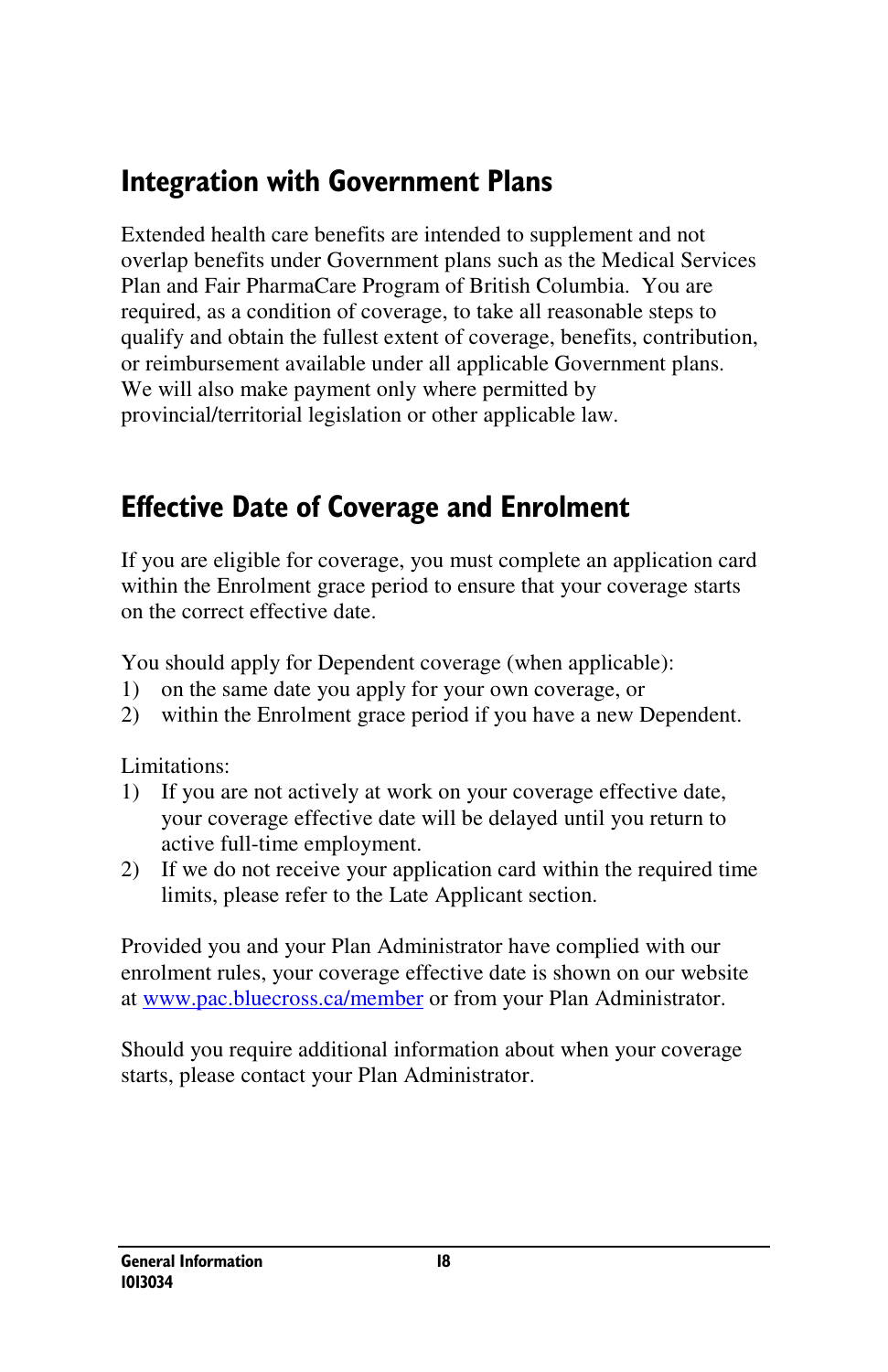## Integration with Government Plans

Extended health care benefits are intended to supplement and not overlap benefits under Government plans such as the Medical Services Plan and Fair PharmaCare Program of British Columbia. You are required, as a condition of coverage, to take all reasonable steps to qualify and obtain the fullest extent of coverage, benefits, contribution, or reimbursement available under all applicable Government plans. We will also make payment only where permitted by provincial/territorial legislation or other applicable law.

## Effective Date of Coverage and Enrolment

If you are eligible for coverage, you must complete an application card within the Enrolment grace period to ensure that your coverage starts on the correct effective date.

You should apply for Dependent coverage (when applicable):

1) on the same date you apply for your own coverage, or
2) within the Enrolment grace period if you have a new Dependent.

Limitations:

1) If you are not actively at work on your coverage effective date, your coverage effective date will be delayed until you return to active full-time employment.
2) If we do not receive your application card within the required time limits, please refer to the Late Applicant section.

Provided you and your Plan Administrator have complied with our enrolment rules, your coverage effective date is shown on our website at [www.pac.bluecross.ca/member](http://www.pac.bluecross.ca/member) or from your Plan Administrator.

Should you require additional information about when your coverage starts, please contact your Plan Administrator.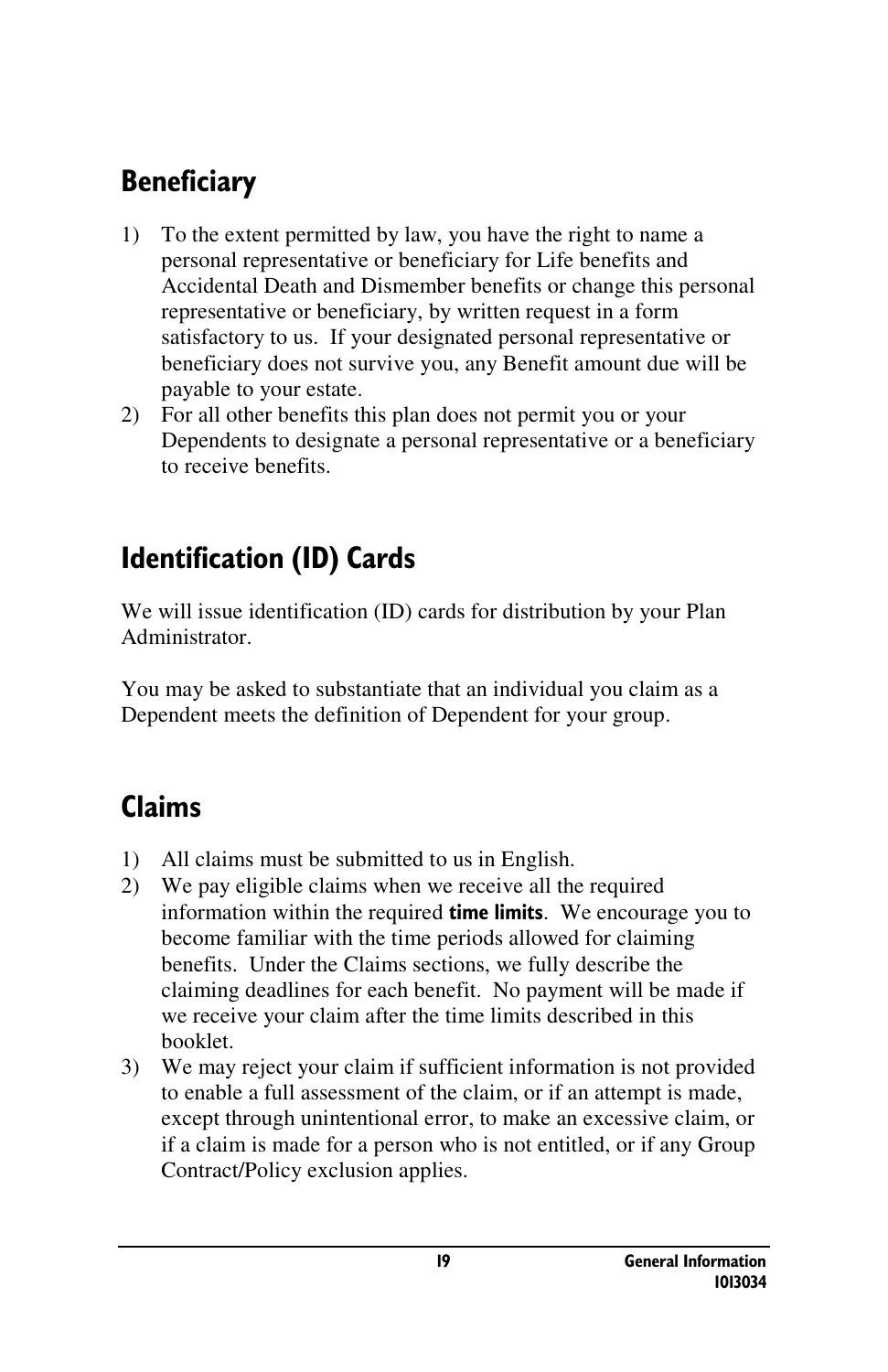## Beneficiary

1) To the extent permitted by law, you have the right to name a personal representative or beneficiary for Life benefits and Accidental Death and Dismember benefits or change this personal representative or beneficiary, by written request in a form satisfactory to us. If your designated personal representative or beneficiary does not survive you, any Benefit amount due will be payable to your estate.
2) For all other benefits this plan does not permit you or your Dependents to designate a personal representative or a beneficiary to receive benefits.

## Identification (ID) Cards

We will issue identification (ID) cards for distribution by your Plan Administrator.

You may be asked to substantiate that an individual you claim as a Dependent meets the definition of Dependent for your group.

## Claims

1) All claims must be submitted to us in English.
2) We pay eligible claims when we receive all the required information within the required **time limits**. We encourage you to become familiar with the time periods allowed for claiming benefits. Under the Claims sections, we fully describe the claiming deadlines for each benefit. No payment will be made if we receive your claim after the time limits described in this booklet.
3) We may reject your claim if sufficient information is not provided to enable a full assessment of the claim, or if an attempt is made, except through unintentional error, to make an excessive claim, or if a claim is made for a person who is not entitled, or if any Group Contract/Policy exclusion applies.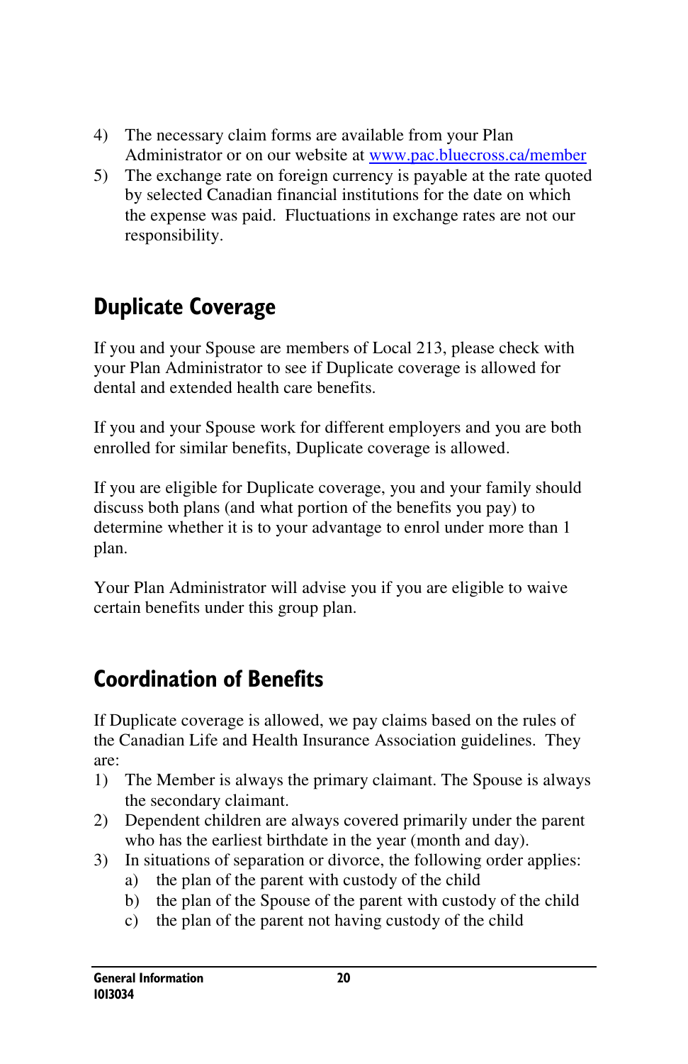4) The necessary claim forms are available from your Plan Administrator or on our website at [www.pac.bluecross.ca/member](http://www.pac.bluecross.ca/member)
5) The exchange rate on foreign currency is payable at the rate quoted by selected Canadian financial institutions for the date on which the expense was paid. Fluctuations in exchange rates are not our responsibility.

## Duplicate Coverage

If you and your Spouse are members of Local 213, please check with your Plan Administrator to see if Duplicate coverage is allowed for dental and extended health care benefits.

If you and your Spouse work for different employers and you are both enrolled for similar benefits, Duplicate coverage is allowed.

If you are eligible for Duplicate coverage, you and your family should discuss both plans (and what portion of the benefits you pay) to determine whether it is to your advantage to enrol under more than 1 plan.

Your Plan Administrator will advise you if you are eligible to waive certain benefits under this group plan.

## Coordination of Benefits

If Duplicate coverage is allowed, we pay claims based on the rules of the Canadian Life and Health Insurance Association guidelines. They are:

1) The Member is always the primary claimant. The Spouse is always the secondary claimant.
2) Dependent children are always covered primarily under the parent who has the earliest birthdate in the year (month and day).
3) In situations of separation or divorce, the following order applies:
   a) the plan of the parent with custody of the child
   b) the plan of the Spouse of the parent with custody of the child
   c) the plan of the parent not having custody of the child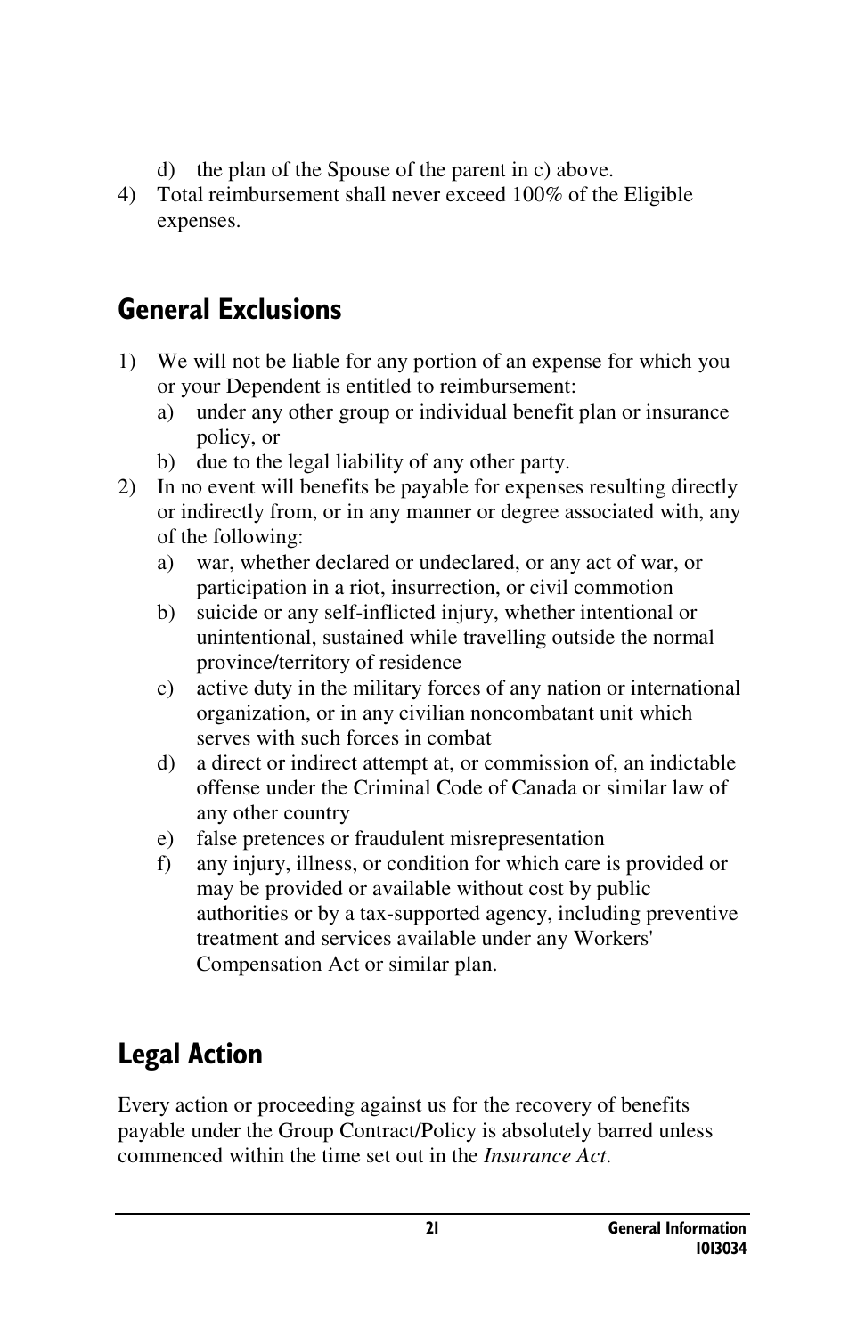d) the plan of the Spouse of the parent in c) above.

4) Total reimbursement shall never exceed 100% of the Eligible expenses.

## General Exclusions

1) We will not be liable for any portion of an expense for which you or your Dependent is entitled to reimbursement:
   a) under any other group or individual benefit plan or insurance policy, or
   b) due to the legal liability of any other party.
2) In no event will benefits be payable for expenses resulting directly or indirectly from, or in any manner or degree associated with, any of the following:
   a) war, whether declared or undeclared, or any act of war, or participation in a riot, insurrection, or civil commotion
   b) suicide or any self-inflicted injury, whether intentional or unintentional, sustained while travelling outside the normal province/territory of residence
   c) active duty in the military forces of any nation or international organization, or in any civilian noncombatant unit which serves with such forces in combat
   d) a direct or indirect attempt at, or commission of, an indictable offense under the Criminal Code of Canada or similar law of any other country
   e) false pretences or fraudulent misrepresentation
   f) any injury, illness, or condition for which care is provided or may be provided or available without cost by public authorities or by a tax-supported agency, including preventive treatment and services available under any Workers' Compensation Act or similar plan.

## Legal Action

Every action or proceeding against us for the recovery of benefits payable under the Group Contract/Policy is absolutely barred unless commenced within the time set out in the *Insurance Act*.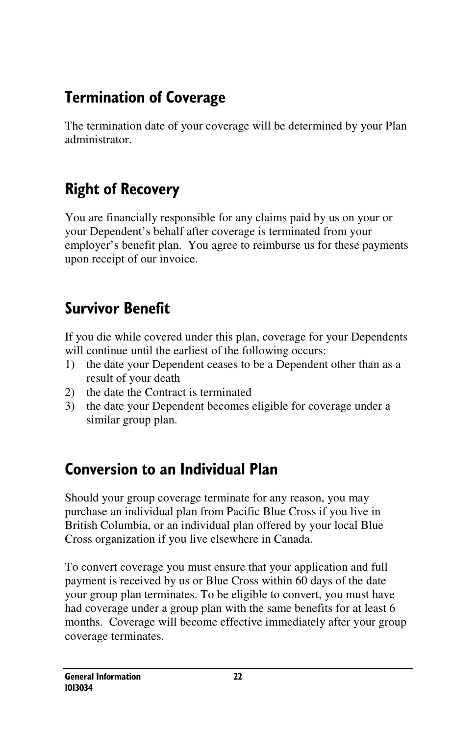## Termination of Coverage

The termination date of your coverage will be determined by your Plan administrator.

## Right of Recovery

You are financially responsible for any claims paid by us on your or your Dependent's behalf after coverage is terminated from your employer's benefit plan. You agree to reimburse us for these payments upon receipt of our invoice.

## Survivor Benefit

If you die while covered under this plan, coverage for your Dependents will continue until the earliest of the following occurs:

1) the date your Dependent ceases to be a Dependent other than as a result of your death
2) the date the Contract is terminated
3) the date your Dependent becomes eligible for coverage under a similar group plan.

## Conversion to an Individual Plan

Should your group coverage terminate for any reason, you may purchase an individual plan from Pacific Blue Cross if you live in British Columbia, or an individual plan offered by your local Blue Cross organization if you live elsewhere in Canada.

To convert coverage you must ensure that your application and full payment is received by us or Blue Cross within 60 days of the date your group plan terminates. To be eligible to convert, you must have had coverage under a group plan with the same benefits for at least 6 months. Coverage will become effective immediately after your group coverage terminates.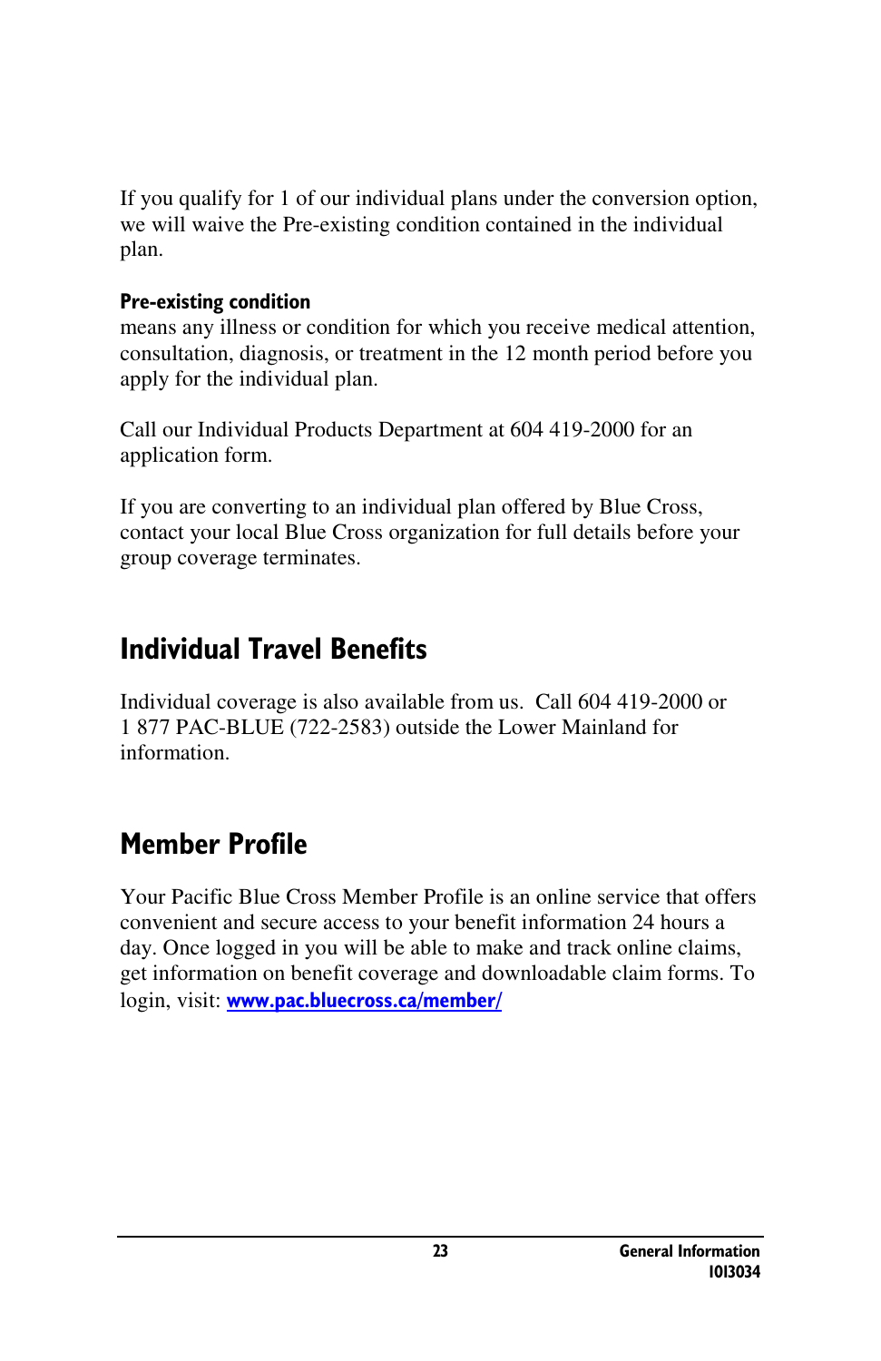If you qualify for 1 of our individual plans under the conversion option, we will waive the Pre-existing condition contained in the individual plan.

**Pre-existing condition**
means any illness or condition for which you receive medical attention, consultation, diagnosis, or treatment in the 12 month period before you apply for the individual plan.

Call our Individual Products Department at 604 419-2000 for an application form.

If you are converting to an individual plan offered by Blue Cross, contact your local Blue Cross organization for full details before your group coverage terminates.

## Individual Travel Benefits

Individual coverage is also available from us. Call 604 419-2000 or 1 877 PAC-BLUE (722-2583) outside the Lower Mainland for information.

## Member Profile

Your Pacific Blue Cross Member Profile is an online service that offers convenient and secure access to your benefit information 24 hours a day. Once logged in you will be able to make and track online claims, get information on benefit coverage and downloadable claim forms. To login, visit: **www.pac.bluecross.ca/member/**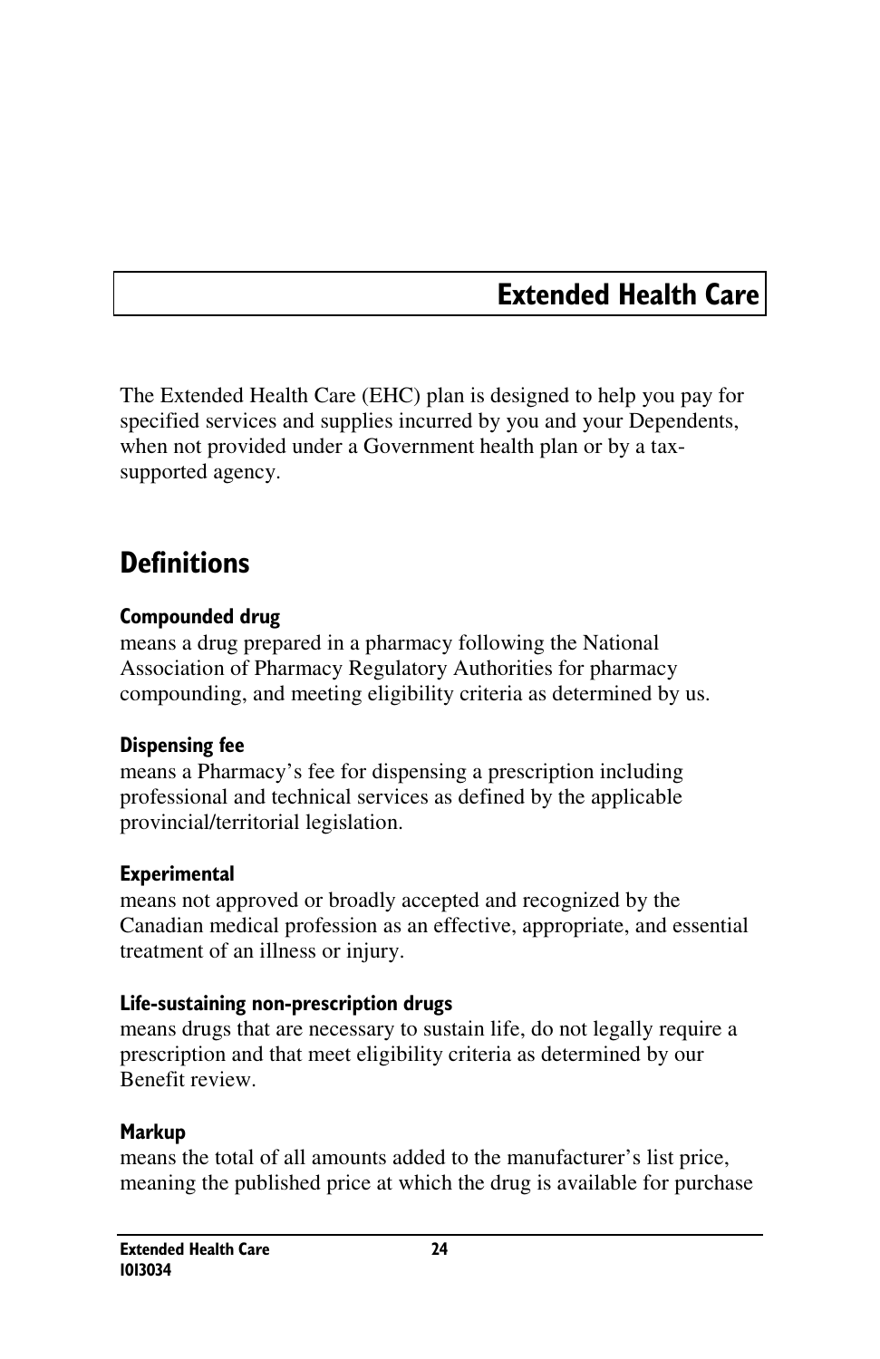# Extended Health Care

The Extended Health Care (EHC) plan is designed to help you pay for specified services and supplies incurred by you and your Dependents, when not provided under a Government health plan or by a tax-supported agency.

## Definitions

**Compounded drug**
means a drug prepared in a pharmacy following the National Association of Pharmacy Regulatory Authorities for pharmacy compounding, and meeting eligibility criteria as determined by us.

**Dispensing fee**
means a Pharmacy's fee for dispensing a prescription including professional and technical services as defined by the applicable provincial/territorial legislation.

**Experimental**
means not approved or broadly accepted and recognized by the Canadian medical profession as an effective, appropriate, and essential treatment of an illness or injury.

**Life-sustaining non-prescription drugs**
means drugs that are necessary to sustain life, do not legally require a prescription and that meet eligibility criteria as determined by our Benefit review.

**Markup**
means the total of all amounts added to the manufacturer's list price, meaning the published price at which the drug is available for purchase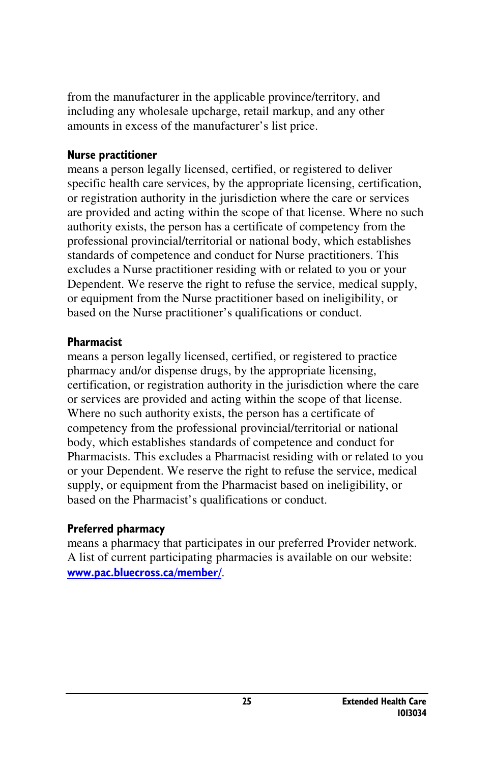from the manufacturer in the applicable province/territory, and including any wholesale upcharge, retail markup, and any other amounts in excess of the manufacturer's list price.

**Nurse practitioner**
means a person legally licensed, certified, or registered to deliver specific health care services, by the appropriate licensing, certification, or registration authority in the jurisdiction where the care or services are provided and acting within the scope of that license. Where no such authority exists, the person has a certificate of competency from the professional provincial/territorial or national body, which establishes standards of competence and conduct for Nurse practitioners. This excludes a Nurse practitioner residing with or related to you or your Dependent. We reserve the right to refuse the service, medical supply, or equipment from the Nurse practitioner based on ineligibility, or based on the Nurse practitioner's qualifications or conduct.

**Pharmacist**
means a person legally licensed, certified, or registered to practice pharmacy and/or dispense drugs, by the appropriate licensing, certification, or registration authority in the jurisdiction where the care or services are provided and acting within the scope of that license. Where no such authority exists, the person has a certificate of competency from the professional provincial/territorial or national body, which establishes standards of competence and conduct for Pharmacists. This excludes a Pharmacist residing with or related to you or your Dependent. We reserve the right to refuse the service, medical supply, or equipment from the Pharmacist based on ineligibility, or based on the Pharmacist's qualifications or conduct.

**Preferred pharmacy**
means a pharmacy that participates in our preferred Provider network. A list of current participating pharmacies is available on our website: www.pac.bluecross.ca/member/.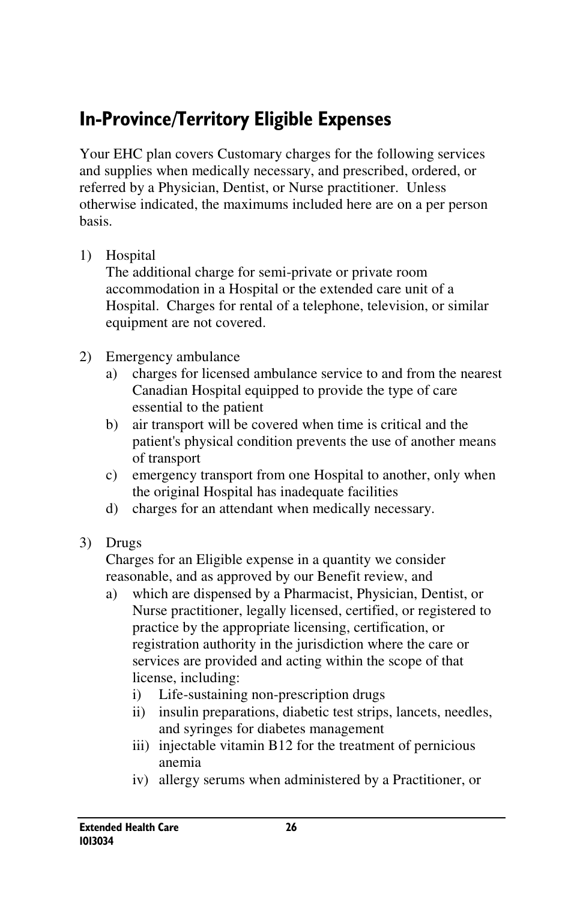## In-Province/Territory Eligible Expenses

Your EHC plan covers Customary charges for the following services and supplies when medically necessary, and prescribed, ordered, or referred by a Physician, Dentist, or Nurse practitioner. Unless otherwise indicated, the maximums included here are on a per person basis.

1) Hospital
   The additional charge for semi-private or private room accommodation in a Hospital or the extended care unit of a Hospital. Charges for rental of a telephone, television, or similar equipment are not covered.

2) Emergency ambulance
   a) charges for licensed ambulance service to and from the nearest Canadian Hospital equipped to provide the type of care essential to the patient
   b) air transport will be covered when time is critical and the patient's physical condition prevents the use of another means of transport
   c) emergency transport from one Hospital to another, only when the original Hospital has inadequate facilities
   d) charges for an attendant when medically necessary.

3) Drugs
   Charges for an Eligible expense in a quantity we consider reasonable, and as approved by our Benefit review, and
   a) which are dispensed by a Pharmacist, Physician, Dentist, or Nurse practitioner, legally licensed, certified, or registered to practice by the appropriate licensing, certification, or registration authority in the jurisdiction where the care or services are provided and acting within the scope of that license, including:
      i) Life-sustaining non-prescription drugs
      ii) insulin preparations, diabetic test strips, lancets, needles, and syringes for diabetes management
      iii) injectable vitamin B12 for the treatment of pernicious anemia
      iv) allergy serums when administered by a Practitioner, or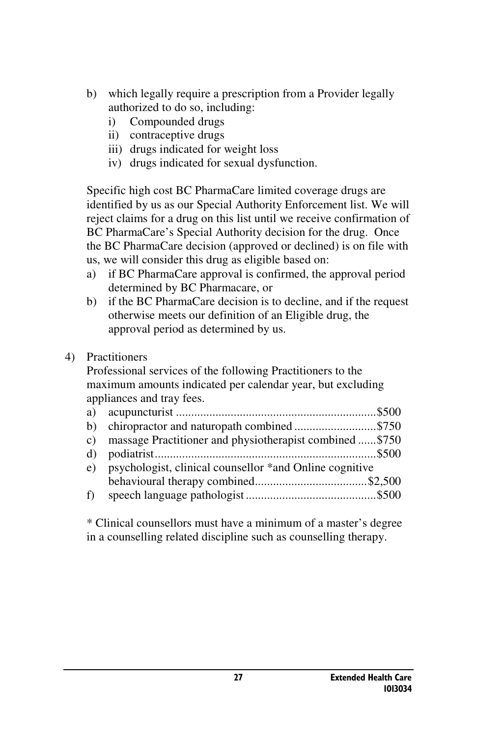b) which legally require a prescription from a Provider legally authorized to do so, including:
   i) Compounded drugs
   ii) contraceptive drugs
   iii) drugs indicated for weight loss
   iv) drugs indicated for sexual dysfunction.

Specific high cost BC PharmaCare limited coverage drugs are identified by us as our Special Authority Enforcement list. We will reject claims for a drug on this list until we receive confirmation of BC PharmaCare's Special Authority decision for the drug. Once the BC PharmaCare decision (approved or declined) is on file with us, we will consider this drug as eligible based on:

a) if BC PharmaCare approval is confirmed, the approval period determined by BC Pharmacare, or
b) if the BC PharmaCare decision is to decline, and if the request otherwise meets our definition of an Eligible drug, the approval period as determined by us.

4) Practitioners

Professional services of the following Practitioners to the maximum amounts indicated per calendar year, but excluding appliances and tray fees.

a) acupuncturist ................................................................$500
b) chiropractor and naturopath combined ..........................$750
c) massage Practitioner and physiotherapist combined ......$750
d) podiatrist.......................................................................$500
e) psychologist, clinical counsellor *and Online cognitive behavioural therapy combined....................................$2,500
f) speech language pathologist..........................................$500

* Clinical counsellors must have a minimum of a master's degree in a counselling related discipline such as counselling therapy.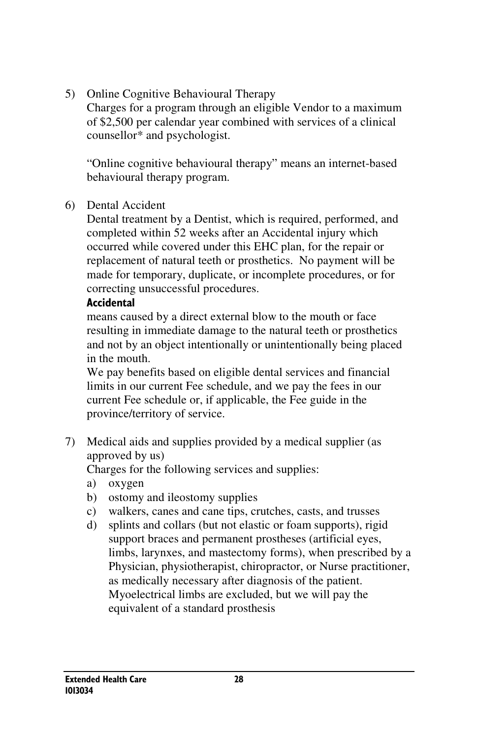5) Online Cognitive Behavioural Therapy

   Charges for a program through an eligible Vendor to a maximum of $2,500 per calendar year combined with services of a clinical counsellor* and psychologist.

   "Online cognitive behavioural therapy" means an internet-based behavioural therapy program.

6) Dental Accident

   Dental treatment by a Dentist, which is required, performed, and completed within 52 weeks after an Accidental injury which occurred while covered under this EHC plan, for the repair or replacement of natural teeth or prosthetics. No payment will be made for temporary, duplicate, or incomplete procedures, or for correcting unsuccessful procedures.

   **Accidental**

   means caused by a direct external blow to the mouth or face resulting in immediate damage to the natural teeth or prosthetics and not by an object intentionally or unintentionally being placed in the mouth.

   We pay benefits based on eligible dental services and financial limits in our current Fee schedule, and we pay the fees in our current Fee schedule or, if applicable, the Fee guide in the province/territory of service.

7) Medical aids and supplies provided by a medical supplier (as approved by us)

   Charges for the following services and supplies:

   a) oxygen
   b) ostomy and ileostomy supplies
   c) walkers, canes and cane tips, crutches, casts, and trusses
   d) splints and collars (but not elastic or foam supports), rigid support braces and permanent prostheses (artificial eyes, limbs, larynxes, and mastectomy forms), when prescribed by a Physician, physiotherapist, chiropractor, or Nurse practitioner, as medically necessary after diagnosis of the patient. Myoelectrical limbs are excluded, but we will pay the equivalent of a standard prosthesis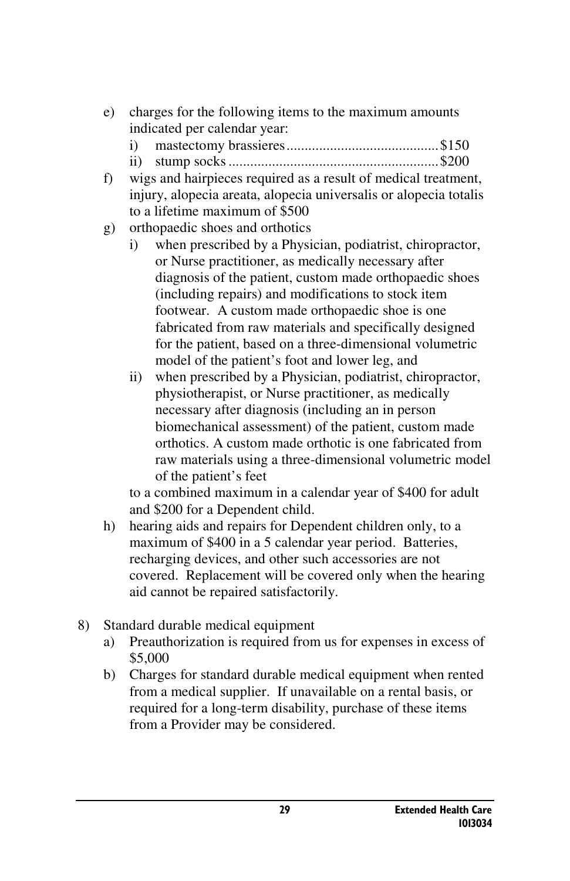e) charges for the following items to the maximum amounts indicated per calendar year:
   i) mastectomy brassieres.......................................... $150
   ii) stump socks.......................................................... $200
f) wigs and hairpieces required as a result of medical treatment, injury, alopecia areata, alopecia universalis or alopecia totalis to a lifetime maximum of $500
g) orthopaedic shoes and orthotics
   i) when prescribed by a Physician, podiatrist, chiropractor, or Nurse practitioner, as medically necessary after diagnosis of the patient, custom made orthopaedic shoes (including repairs) and modifications to stock item footwear. A custom made orthopaedic shoe is one fabricated from raw materials and specifically designed for the patient, based on a three-dimensional volumetric model of the patient's foot and lower leg, and
   ii) when prescribed by a Physician, podiatrist, chiropractor, physiotherapist, or Nurse practitioner, as medically necessary after diagnosis (including an in person biomechanical assessment) of the patient, custom made orthotics. A custom made orthotic is one fabricated from raw materials using a three-dimensional volumetric model of the patient's feet

   to a combined maximum in a calendar year of $400 for adult and $200 for a Dependent child.
h) hearing aids and repairs for Dependent children only, to a maximum of $400 in a 5 calendar year period. Batteries, recharging devices, and other such accessories are not covered. Replacement will be covered only when the hearing aid cannot be repaired satisfactorily.

8) Standard durable medical equipment
   a) Preauthorization is required from us for expenses in excess of $5,000
   b) Charges for standard durable medical equipment when rented from a medical supplier. If unavailable on a rental basis, or required for a long-term disability, purchase of these items from a Provider may be considered.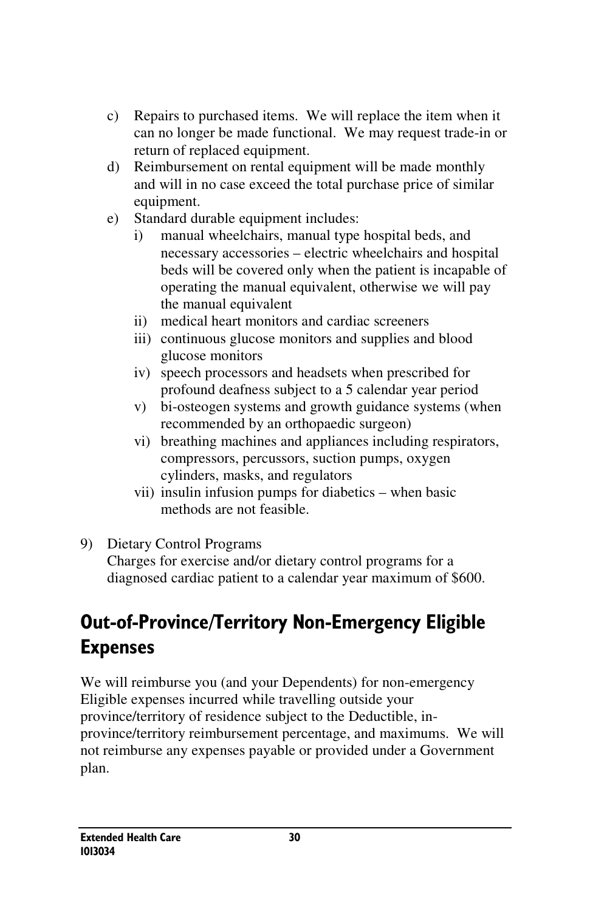c) Repairs to purchased items. We will replace the item when it can no longer be made functional. We may request trade-in or return of replaced equipment.
d) Reimbursement on rental equipment will be made monthly and will in no case exceed the total purchase price of similar equipment.
e) Standard durable equipment includes:
   i) manual wheelchairs, manual type hospital beds, and necessary accessories – electric wheelchairs and hospital beds will be covered only when the patient is incapable of operating the manual equivalent, otherwise we will pay the manual equivalent
   ii) medical heart monitors and cardiac screeners
   iii) continuous glucose monitors and supplies and blood glucose monitors
   iv) speech processors and headsets when prescribed for profound deafness subject to a 5 calendar year period
   v) bi-osteogen systems and growth guidance systems (when recommended by an orthopaedic surgeon)
   vi) breathing machines and appliances including respirators, compressors, percussors, suction pumps, oxygen cylinders, masks, and regulators
   vii) insulin infusion pumps for diabetics – when basic methods are not feasible.

9) Dietary Control Programs
   Charges for exercise and/or dietary control programs for a diagnosed cardiac patient to a calendar year maximum of $600.

## Out-of-Province/Territory Non-Emergency Eligible Expenses

We will reimburse you (and your Dependents) for non-emergency Eligible expenses incurred while travelling outside your province/territory of residence subject to the Deductible, in-province/territory reimbursement percentage, and maximums. We will not reimburse any expenses payable or provided under a Government plan.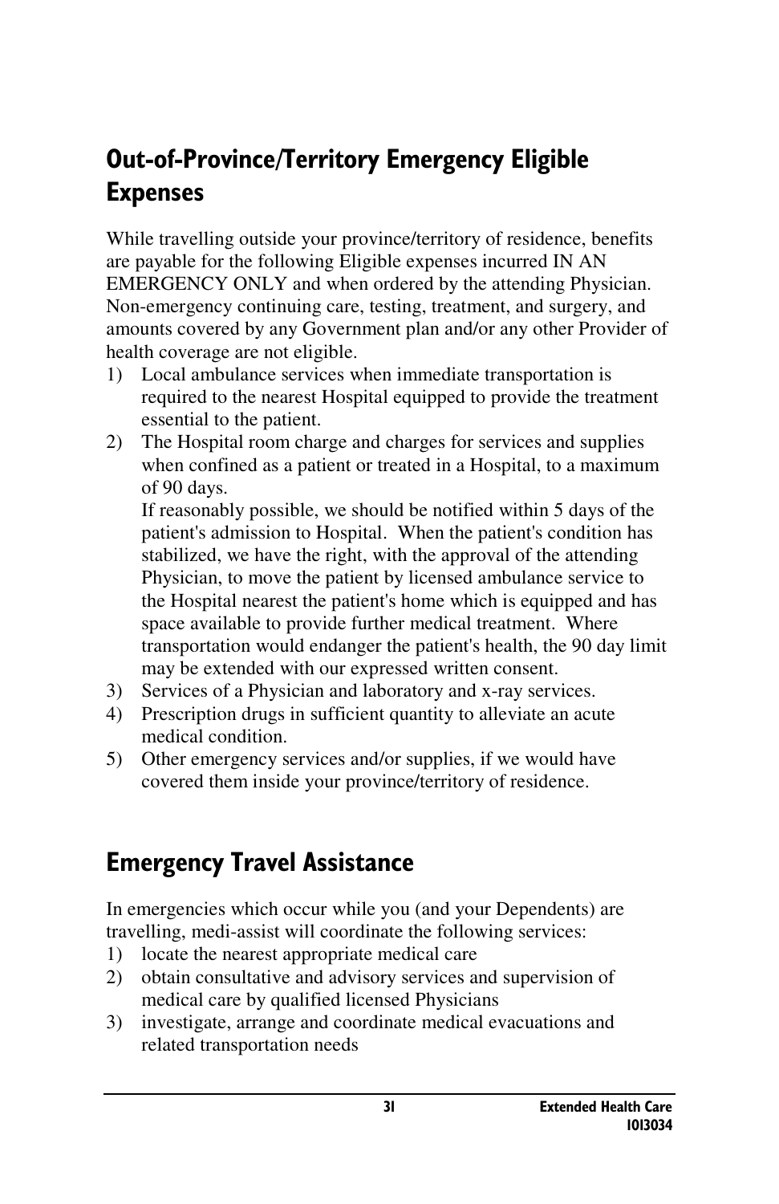## Out-of-Province/Territory Emergency Eligible Expenses

While travelling outside your province/territory of residence, benefits are payable for the following Eligible expenses incurred IN AN EMERGENCY ONLY and when ordered by the attending Physician. Non-emergency continuing care, testing, treatment, and surgery, and amounts covered by any Government plan and/or any other Provider of health coverage are not eligible.

1) Local ambulance services when immediate transportation is required to the nearest Hospital equipped to provide the treatment essential to the patient.
2) The Hospital room charge and charges for services and supplies when confined as a patient or treated in a Hospital, to a maximum of 90 days.
   If reasonably possible, we should be notified within 5 days of the patient's admission to Hospital. When the patient's condition has stabilized, we have the right, with the approval of the attending Physician, to move the patient by licensed ambulance service to the Hospital nearest the patient's home which is equipped and has space available to provide further medical treatment. Where transportation would endanger the patient's health, the 90 day limit may be extended with our expressed written consent.
3) Services of a Physician and laboratory and x-ray services.
4) Prescription drugs in sufficient quantity to alleviate an acute medical condition.
5) Other emergency services and/or supplies, if we would have covered them inside your province/territory of residence.

## Emergency Travel Assistance

In emergencies which occur while you (and your Dependents) are travelling, medi-assist will coordinate the following services:

1) locate the nearest appropriate medical care
2) obtain consultative and advisory services and supervision of medical care by qualified licensed Physicians
3) investigate, arrange and coordinate medical evacuations and related transportation needs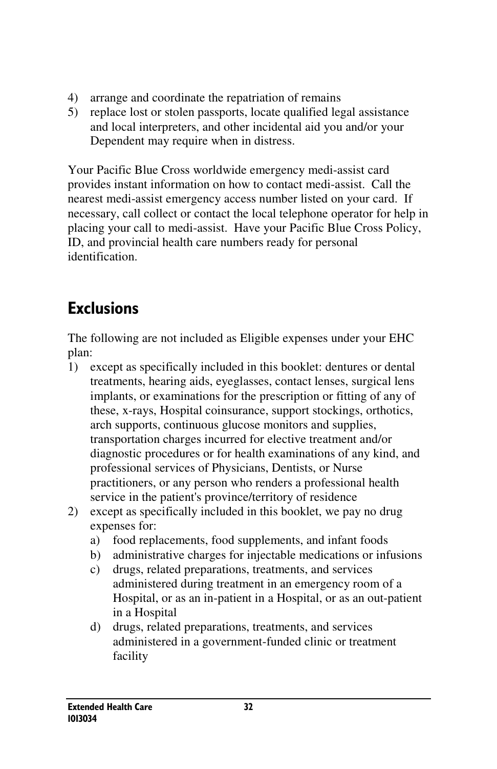4) arrange and coordinate the repatriation of remains
5) replace lost or stolen passports, locate qualified legal assistance and local interpreters, and other incidental aid you and/or your Dependent may require when in distress.

Your Pacific Blue Cross worldwide emergency medi-assist card provides instant information on how to contact medi-assist. Call the nearest medi-assist emergency access number listed on your card. If necessary, call collect or contact the local telephone operator for help in placing your call to medi-assist. Have your Pacific Blue Cross Policy, ID, and provincial health care numbers ready for personal identification.

## Exclusions

The following are not included as Eligible expenses under your EHC plan:

1) except as specifically included in this booklet: dentures or dental treatments, hearing aids, eyeglasses, contact lenses, surgical lens implants, or examinations for the prescription or fitting of any of these, x-rays, Hospital coinsurance, support stockings, orthotics, arch supports, continuous glucose monitors and supplies, transportation charges incurred for elective treatment and/or diagnostic procedures or for health examinations of any kind, and professional services of Physicians, Dentists, or Nurse practitioners, or any person who renders a professional health service in the patient's province/territory of residence
2) except as specifically included in this booklet, we pay no drug expenses for:
   a) food replacements, food supplements, and infant foods
   b) administrative charges for injectable medications or infusions
   c) drugs, related preparations, treatments, and services administered during treatment in an emergency room of a Hospital, or as an in-patient in a Hospital, or as an out-patient in a Hospital
   d) drugs, related preparations, treatments, and services administered in a government-funded clinic or treatment facility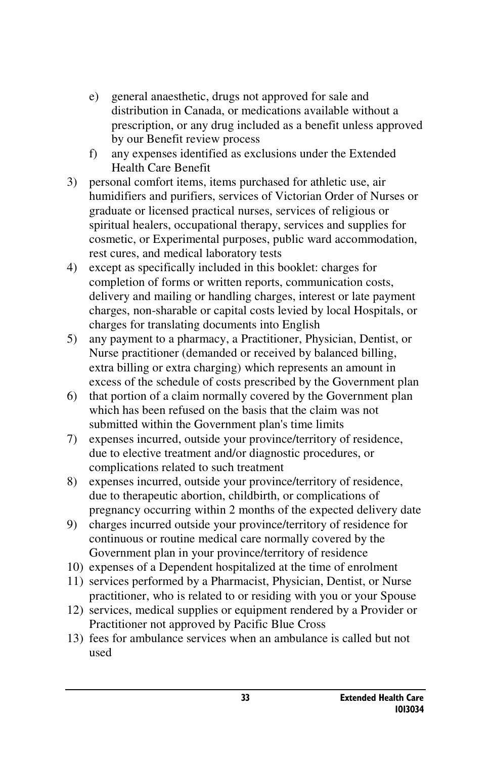e) general anaesthetic, drugs not approved for sale and distribution in Canada, or medications available without a prescription, or any drug included as a benefit unless approved by our Benefit review process
   f) any expenses identified as exclusions under the Extended Health Care Benefit
3) personal comfort items, items purchased for athletic use, air humidifiers and purifiers, services of Victorian Order of Nurses or graduate or licensed practical nurses, services of religious or spiritual healers, occupational therapy, services and supplies for cosmetic, or Experimental purposes, public ward accommodation, rest cures, and medical laboratory tests
4) except as specifically included in this booklet: charges for completion of forms or written reports, communication costs, delivery and mailing or handling charges, interest or late payment charges, non-sharable or capital costs levied by local Hospitals, or charges for translating documents into English
5) any payment to a pharmacy, a Practitioner, Physician, Dentist, or Nurse practitioner (demanded or received by balanced billing, extra billing or extra charging) which represents an amount in excess of the schedule of costs prescribed by the Government plan
6) that portion of a claim normally covered by the Government plan which has been refused on the basis that the claim was not submitted within the Government plan's time limits
7) expenses incurred, outside your province/territory of residence, due to elective treatment and/or diagnostic procedures, or complications related to such treatment
8) expenses incurred, outside your province/territory of residence, due to therapeutic abortion, childbirth, or complications of pregnancy occurring within 2 months of the expected delivery date
9) charges incurred outside your province/territory of residence for continuous or routine medical care normally covered by the Government plan in your province/territory of residence
10) expenses of a Dependent hospitalized at the time of enrolment
11) services performed by a Pharmacist, Physician, Dentist, or Nurse practitioner, who is related to or residing with you or your Spouse
12) services, medical supplies or equipment rendered by a Provider or Practitioner not approved by Pacific Blue Cross
13) fees for ambulance services when an ambulance is called but not used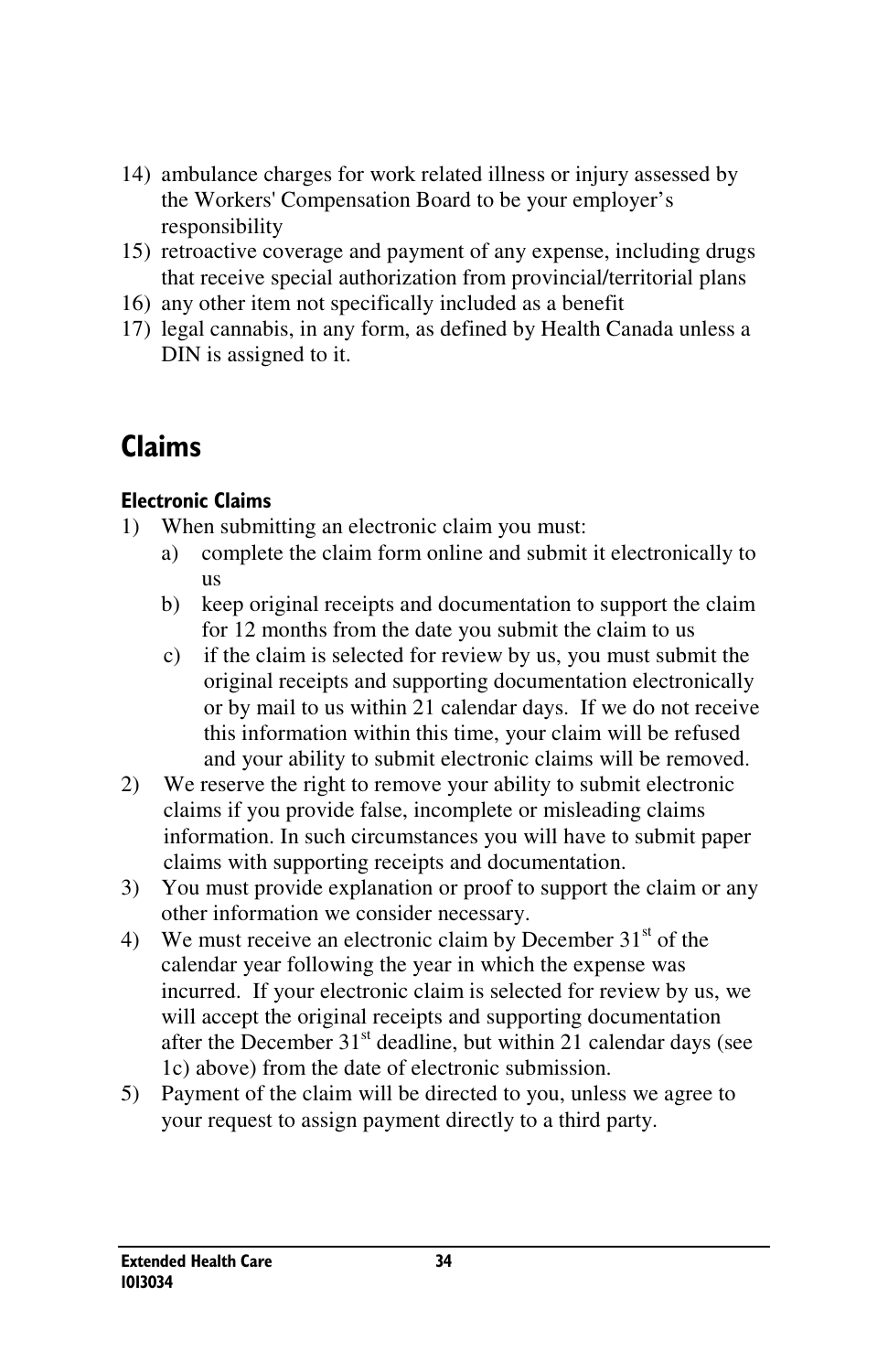14) ambulance charges for work related illness or injury assessed by the Workers' Compensation Board to be your employer's responsibility
15) retroactive coverage and payment of any expense, including drugs that receive special authorization from provincial/territorial plans
16) any other item not specifically included as a benefit
17) legal cannabis, in any form, as defined by Health Canada unless a DIN is assigned to it.

## Claims

### Electronic Claims

1) When submitting an electronic claim you must:
   a) complete the claim form online and submit it electronically to us
   b) keep original receipts and documentation to support the claim for 12 months from the date you submit the claim to us
   c) if the claim is selected for review by us, you must submit the original receipts and supporting documentation electronically or by mail to us within 21 calendar days. If we do not receive this information within this time, your claim will be refused and your ability to submit electronic claims will be removed.
2) We reserve the right to remove your ability to submit electronic claims if you provide false, incomplete or misleading claims information. In such circumstances you will have to submit paper claims with supporting receipts and documentation.
3) You must provide explanation or proof to support the claim or any other information we consider necessary.
4) We must receive an electronic claim by December 31st of the calendar year following the year in which the expense was incurred. If your electronic claim is selected for review by us, we will accept the original receipts and supporting documentation after the December 31st deadline, but within 21 calendar days (see 1c) above) from the date of electronic submission.
5) Payment of the claim will be directed to you, unless we agree to your request to assign payment directly to a third party.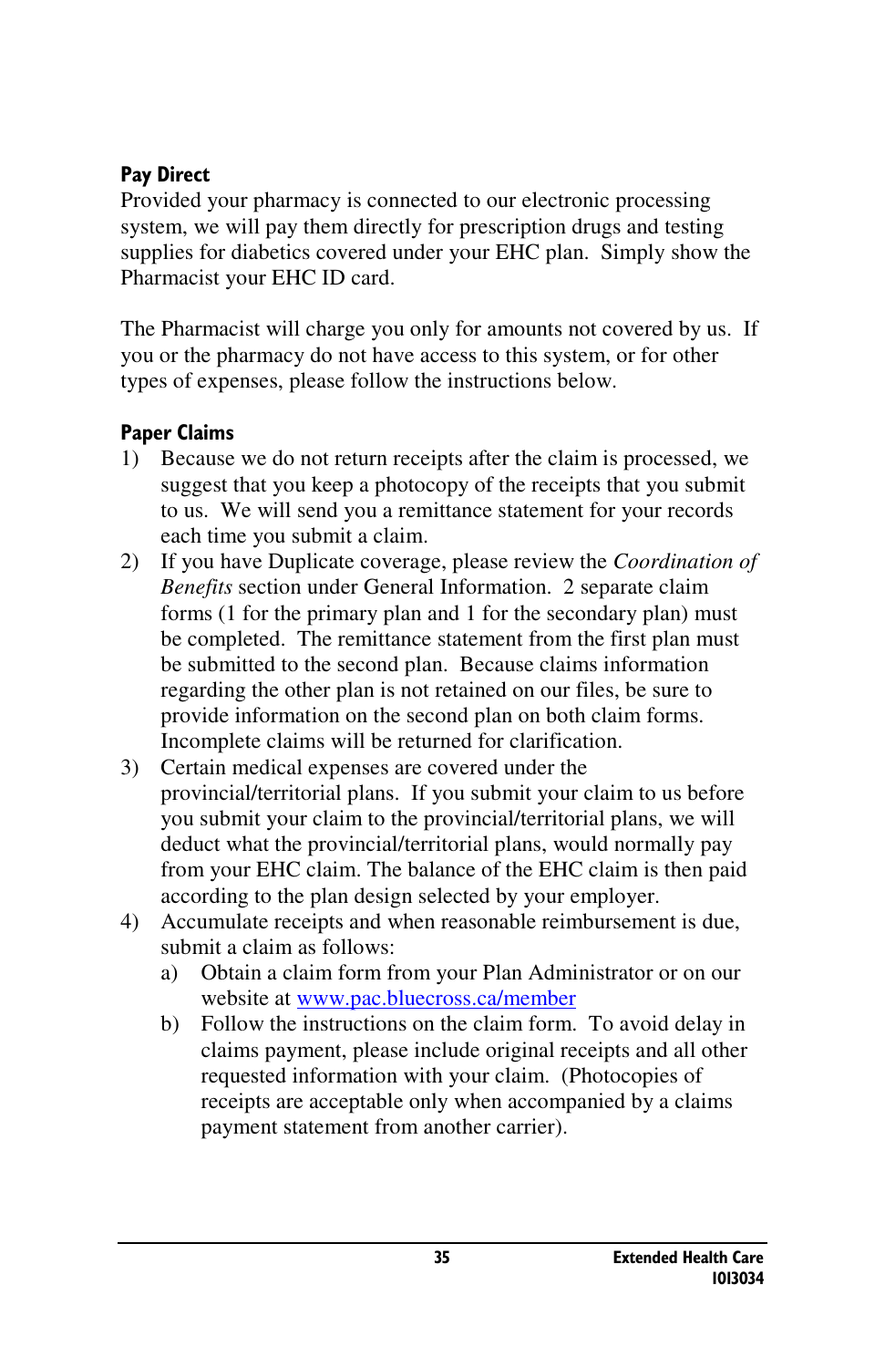## Pay Direct

Provided your pharmacy is connected to our electronic processing system, we will pay them directly for prescription drugs and testing supplies for diabetics covered under your EHC plan. Simply show the Pharmacist your EHC ID card.

The Pharmacist will charge you only for amounts not covered by us. If you or the pharmacy do not have access to this system, or for other types of expenses, please follow the instructions below.

## Paper Claims

1) Because we do not return receipts after the claim is processed, we suggest that you keep a photocopy of the receipts that you submit to us. We will send you a remittance statement for your records each time you submit a claim.
2) If you have Duplicate coverage, please review the *Coordination of Benefits* section under General Information. 2 separate claim forms (1 for the primary plan and 1 for the secondary plan) must be completed. The remittance statement from the first plan must be submitted to the second plan. Because claims information regarding the other plan is not retained on our files, be sure to provide information on the second plan on both claim forms. Incomplete claims will be returned for clarification.
3) Certain medical expenses are covered under the provincial/territorial plans. If you submit your claim to us before you submit your claim to the provincial/territorial plans, we will deduct what the provincial/territorial plans, would normally pay from your EHC claim. The balance of the EHC claim is then paid according to the plan design selected by your employer.
4) Accumulate receipts and when reasonable reimbursement is due, submit a claim as follows:
   a) Obtain a claim form from your Plan Administrator or on our website at [www.pac.bluecross.ca/member](http://www.pac.bluecross.ca/member)
   b) Follow the instructions on the claim form. To avoid delay in claims payment, please include original receipts and all other requested information with your claim. (Photocopies of receipts are acceptable only when accompanied by a claims payment statement from another carrier).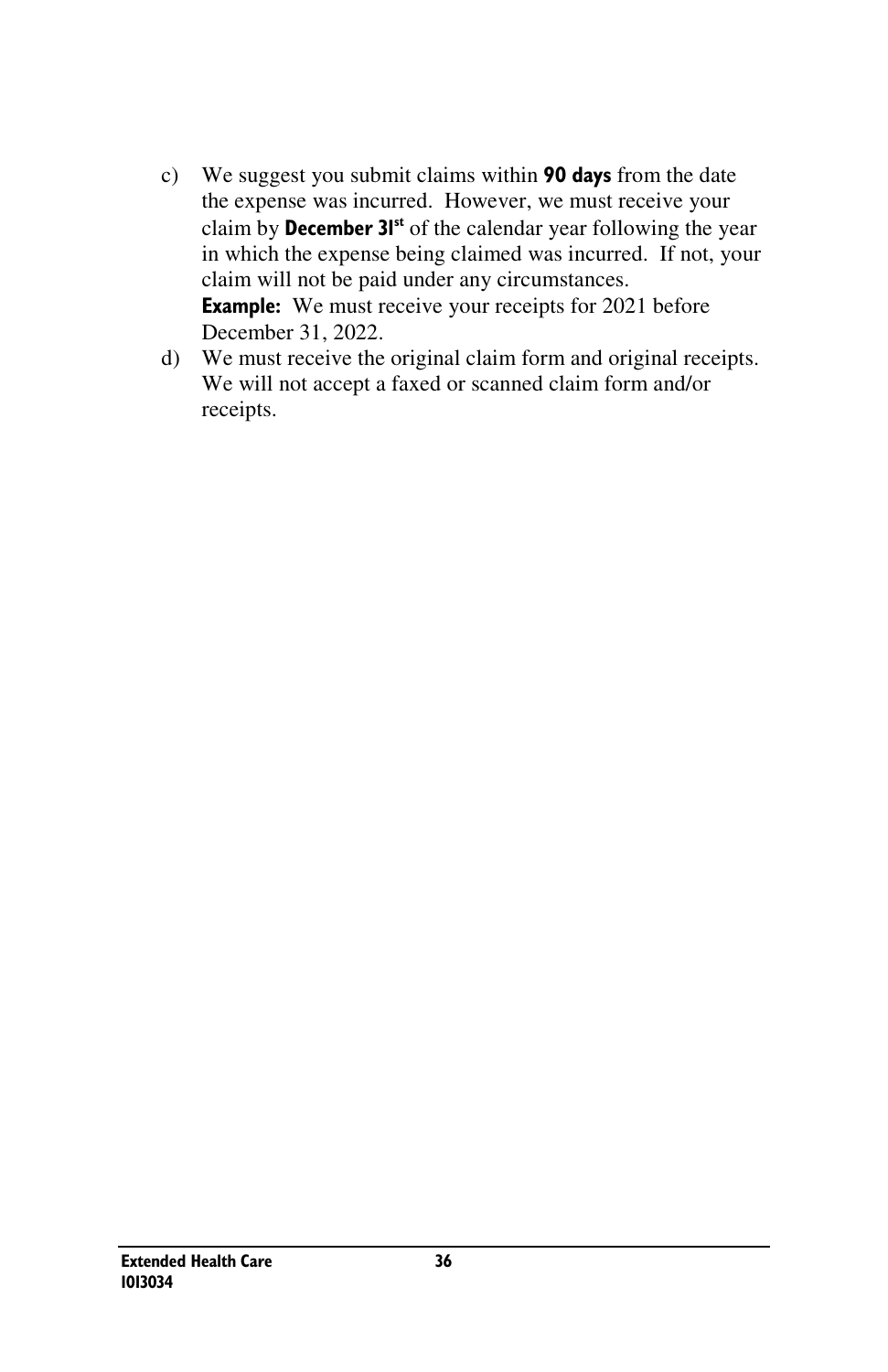c) We suggest you submit claims within **90 days** from the date the expense was incurred. However, we must receive your claim by **December 31st** of the calendar year following the year in which the expense being claimed was incurred. If not, your claim will not be paid under any circumstances.
**Example:** We must receive your receipts for 2021 before December 31, 2022.

d) We must receive the original claim form and original receipts. We will not accept a faxed or scanned claim form and/or receipts.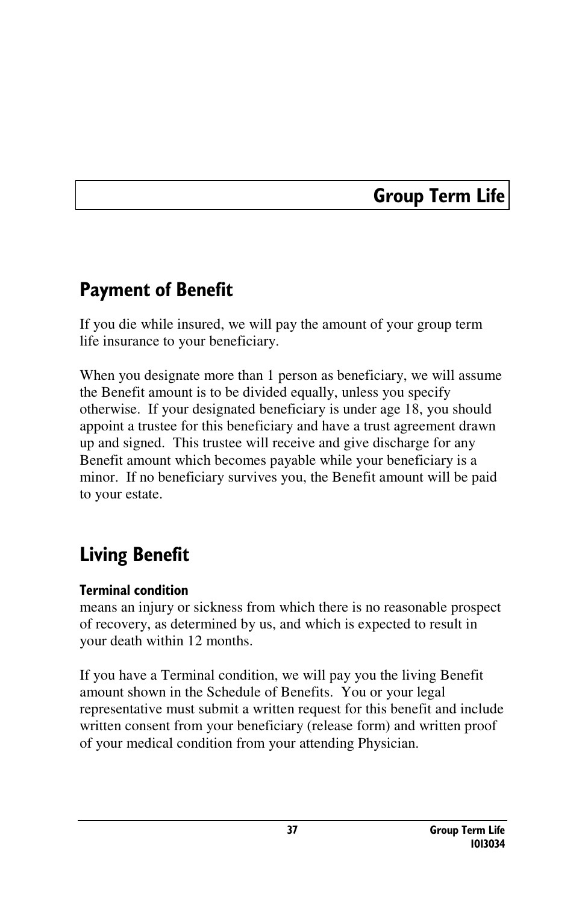# Group Term Life

## Payment of Benefit

If you die while insured, we will pay the amount of your group term life insurance to your beneficiary.

When you designate more than 1 person as beneficiary, we will assume the Benefit amount is to be divided equally, unless you specify otherwise. If your designated beneficiary is under age 18, you should appoint a trustee for this beneficiary and have a trust agreement drawn up and signed. This trustee will receive and give discharge for any Benefit amount which becomes payable while your beneficiary is a minor. If no beneficiary survives you, the Benefit amount will be paid to your estate.

## Living Benefit

**Terminal condition**
means an injury or sickness from which there is no reasonable prospect of recovery, as determined by us, and which is expected to result in your death within 12 months.

If you have a Terminal condition, we will pay you the living Benefit amount shown in the Schedule of Benefits. You or your legal representative must submit a written request for this benefit and include written consent from your beneficiary (release form) and written proof of your medical condition from your attending Physician.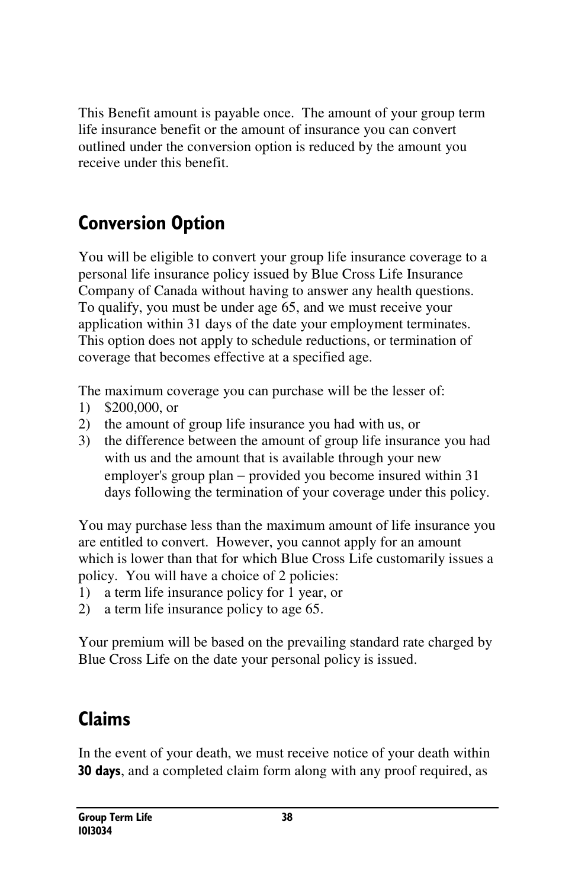This Benefit amount is payable once. The amount of your group term life insurance benefit or the amount of insurance you can convert outlined under the conversion option is reduced by the amount you receive under this benefit.

## Conversion Option

You will be eligible to convert your group life insurance coverage to a personal life insurance policy issued by Blue Cross Life Insurance Company of Canada without having to answer any health questions. To qualify, you must be under age 65, and we must receive your application within 31 days of the date your employment terminates. This option does not apply to schedule reductions, or termination of coverage that becomes effective at a specified age.

The maximum coverage you can purchase will be the lesser of:

1) $200,000, or
2) the amount of group life insurance you had with us, or
3) the difference between the amount of group life insurance you had with us and the amount that is available through your new employer's group plan – provided you become insured within 31 days following the termination of your coverage under this policy.

You may purchase less than the maximum amount of life insurance you are entitled to convert. However, you cannot apply for an amount which is lower than that for which Blue Cross Life customarily issues a policy. You will have a choice of 2 policies:

1) a term life insurance policy for 1 year, or
2) a term life insurance policy to age 65.

Your premium will be based on the prevailing standard rate charged by Blue Cross Life on the date your personal policy is issued.

## Claims

In the event of your death, we must receive notice of your death within **30 days**, and a completed claim form along with any proof required, as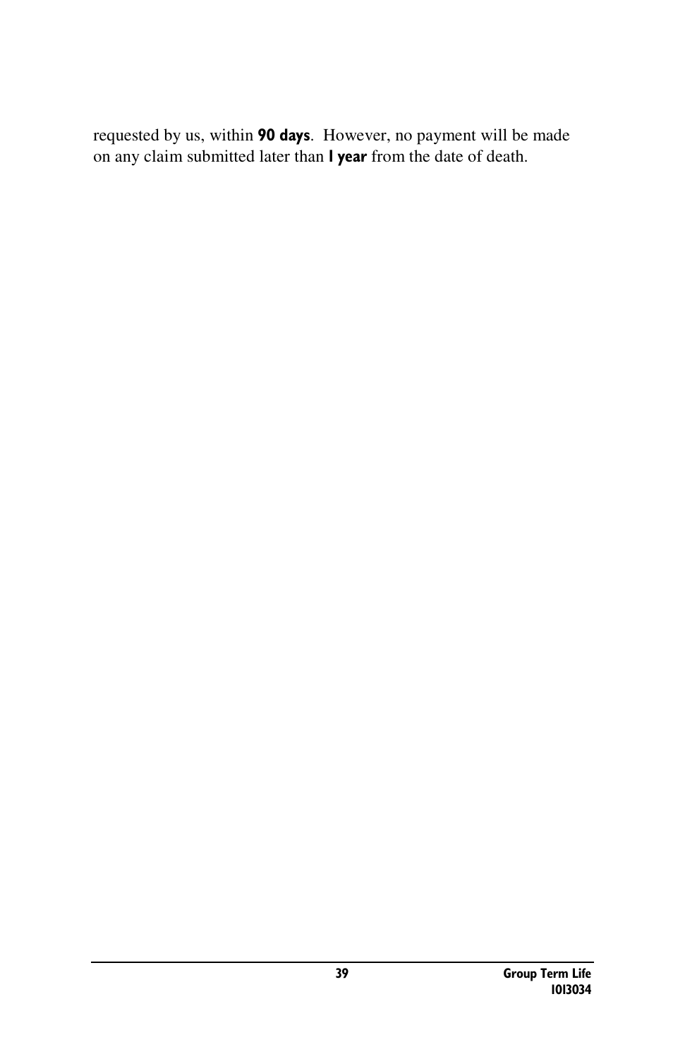requested by us, within **90 days**. However, no payment will be made on any claim submitted later than **1 year** from the date of death.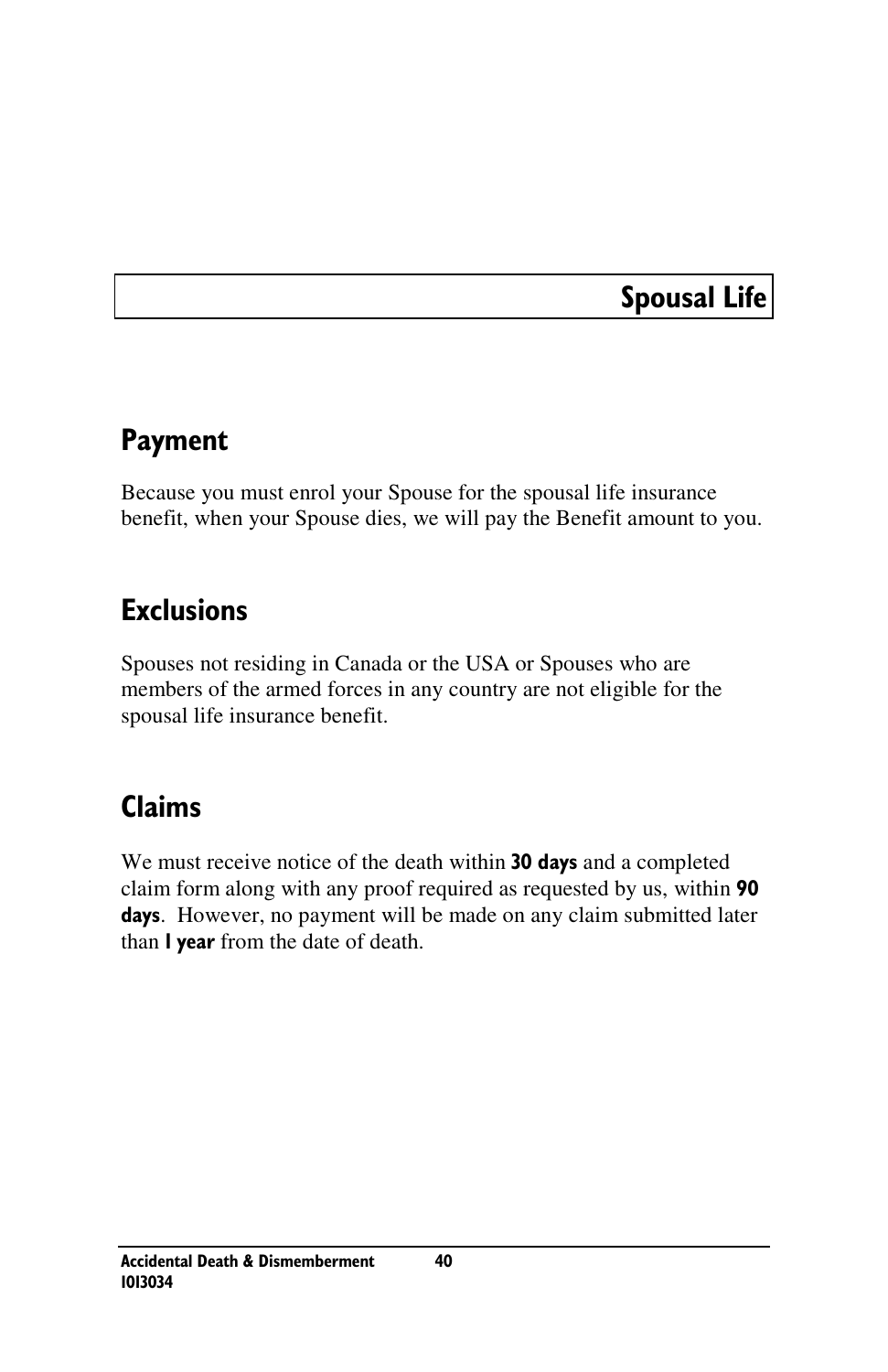# Spousal Life

## Payment

Because you must enrol your Spouse for the spousal life insurance benefit, when your Spouse dies, we will pay the Benefit amount to you.

## Exclusions

Spouses not residing in Canada or the USA or Spouses who are members of the armed forces in any country are not eligible for the spousal life insurance benefit.

## Claims

We must receive notice of the death within **30 days** and a completed claim form along with any proof required as requested by us, within **90 days**. However, no payment will be made on any claim submitted later than **1 year** from the date of death.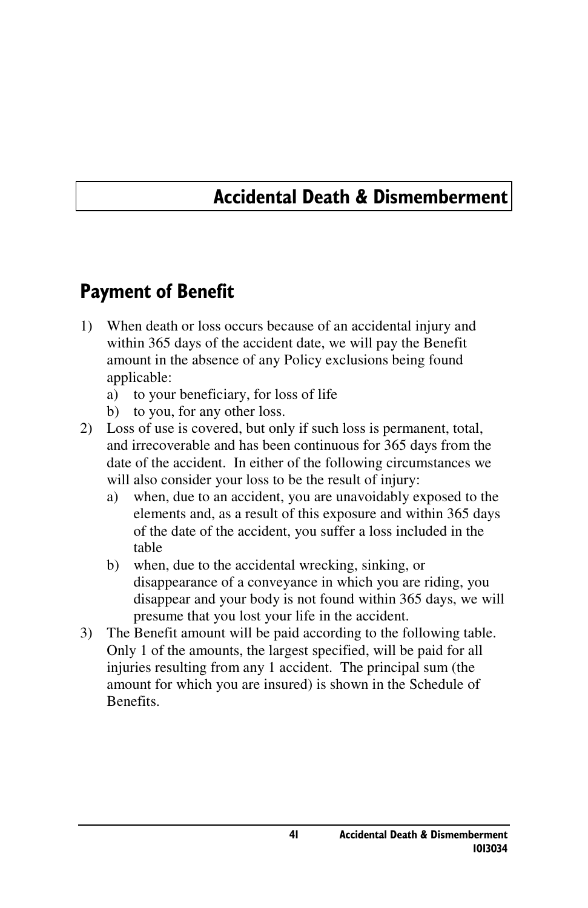# Accidental Death & Dismemberment

## Payment of Benefit

1) When death or loss occurs because of an accidental injury and within 365 days of the accident date, we will pay the Benefit amount in the absence of any Policy exclusions being found applicable:
   a) to your beneficiary, for loss of life
   b) to you, for any other loss.
2) Loss of use is covered, but only if such loss is permanent, total, and irrecoverable and has been continuous for 365 days from the date of the accident. In either of the following circumstances we will also consider your loss to be the result of injury:
   a) when, due to an accident, you are unavoidably exposed to the elements and, as a result of this exposure and within 365 days of the date of the accident, you suffer a loss included in the table
   b) when, due to the accidental wrecking, sinking, or disappearance of a conveyance in which you are riding, you disappear and your body is not found within 365 days, we will presume that you lost your life in the accident.
3) The Benefit amount will be paid according to the following table. Only 1 of the amounts, the largest specified, will be paid for all injuries resulting from any 1 accident. The principal sum (the amount for which you are insured) is shown in the Schedule of Benefits.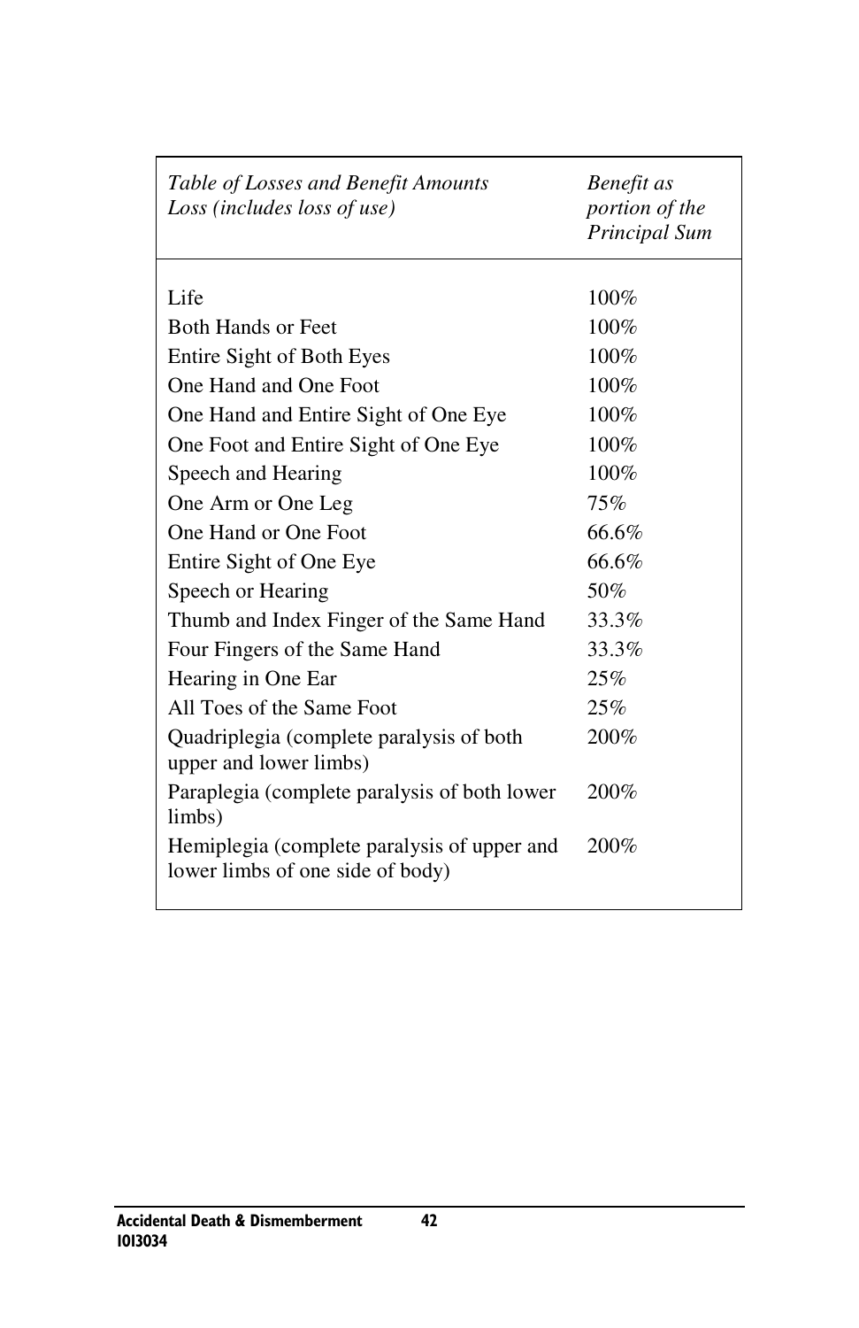| *Table of Losses and Benefit Amounts*<br>*Loss (includes loss of use)* | *Benefit as portion of the Principal Sum* |
|---|---|
| Life | 100% |
| Both Hands or Feet | 100% |
| Entire Sight of Both Eyes | 100% |
| One Hand and One Foot | 100% |
| One Hand and Entire Sight of One Eye | 100% |
| One Foot and Entire Sight of One Eye | 100% |
| Speech and Hearing | 100% |
| One Arm or One Leg | 75% |
| One Hand or One Foot | 66.6% |
| Entire Sight of One Eye | 66.6% |
| Speech or Hearing | 50% |
| Thumb and Index Finger of the Same Hand | 33.3% |
| Four Fingers of the Same Hand | 33.3% |
| Hearing in One Ear | 25% |
| All Toes of the Same Foot | 25% |
| Quadriplegia (complete paralysis of both upper and lower limbs) | 200% |
| Paraplegia (complete paralysis of both lower limbs) | 200% |
| Hemiplegia (complete paralysis of upper and lower limbs of one side of body) | 200% |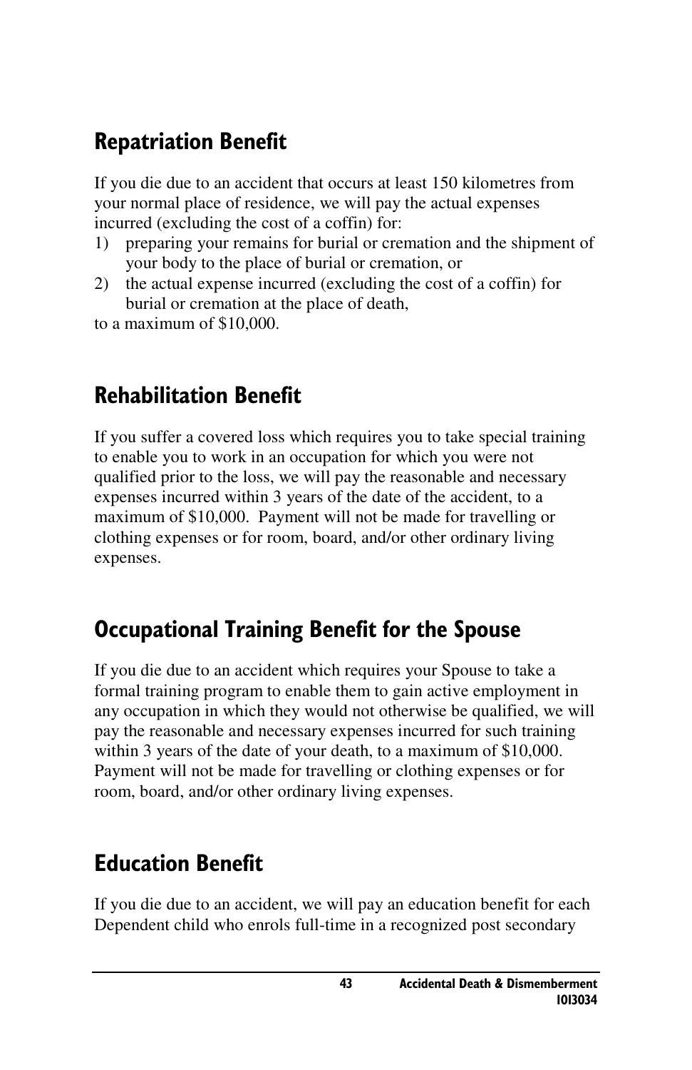## Repatriation Benefit

If you die due to an accident that occurs at least 150 kilometres from your normal place of residence, we will pay the actual expenses incurred (excluding the cost of a coffin) for:

1) preparing your remains for burial or cremation and the shipment of your body to the place of burial or cremation, or
2) the actual expense incurred (excluding the cost of a coffin) for burial or cremation at the place of death,

to a maximum of $10,000.

## Rehabilitation Benefit

If you suffer a covered loss which requires you to take special training to enable you to work in an occupation for which you were not qualified prior to the loss, we will pay the reasonable and necessary expenses incurred within 3 years of the date of the accident, to a maximum of $10,000. Payment will not be made for travelling or clothing expenses or for room, board, and/or other ordinary living expenses.

## Occupational Training Benefit for the Spouse

If you die due to an accident which requires your Spouse to take a formal training program to enable them to gain active employment in any occupation in which they would not otherwise be qualified, we will pay the reasonable and necessary expenses incurred for such training within 3 years of the date of your death, to a maximum of $10,000. Payment will not be made for travelling or clothing expenses or for room, board, and/or other ordinary living expenses.

## Education Benefit

If you die due to an accident, we will pay an education benefit for each Dependent child who enrols full-time in a recognized post secondary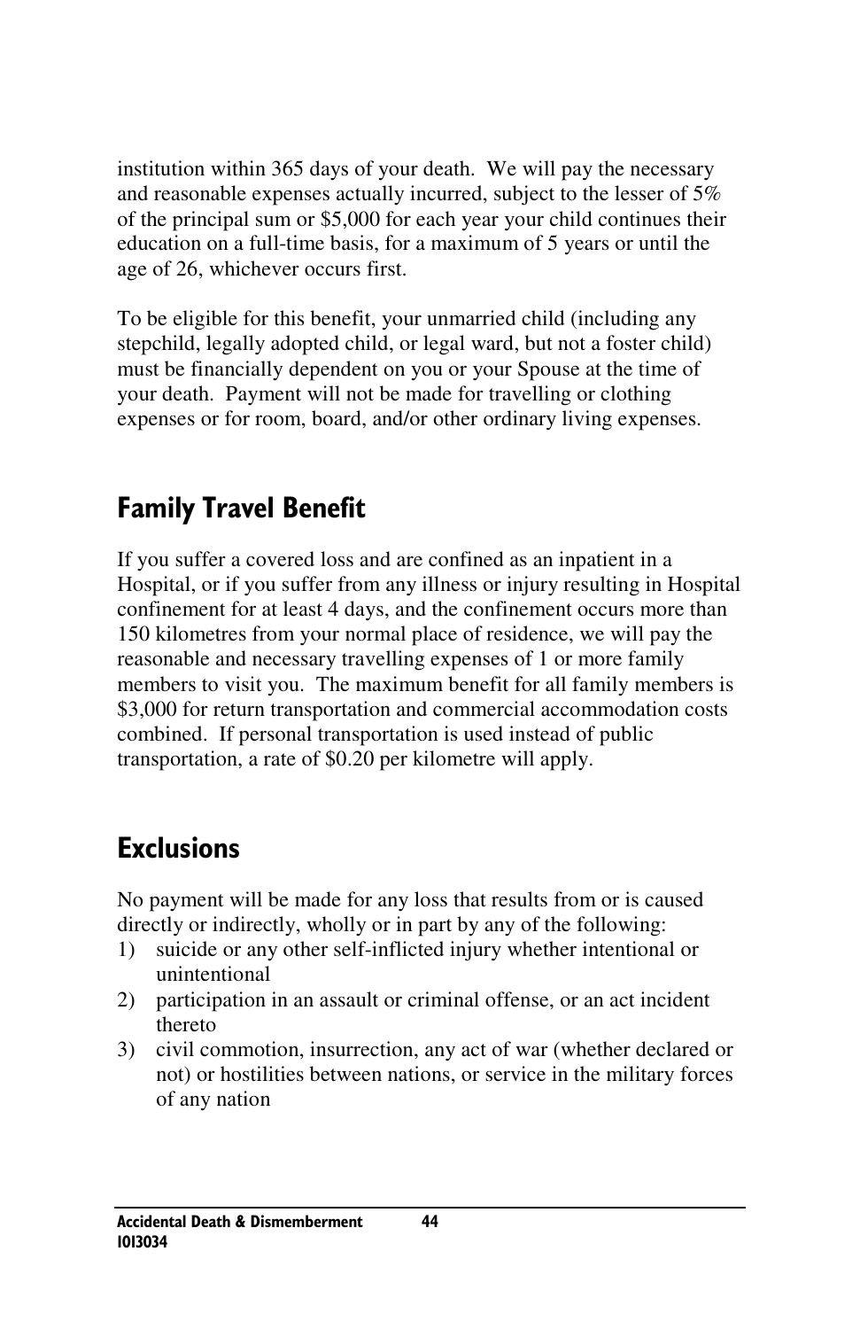institution within 365 days of your death. We will pay the necessary and reasonable expenses actually incurred, subject to the lesser of 5% of the principal sum or $5,000 for each year your child continues their education on a full-time basis, for a maximum of 5 years or until the age of 26, whichever occurs first.

To be eligible for this benefit, your unmarried child (including any stepchild, legally adopted child, or legal ward, but not a foster child) must be financially dependent on you or your Spouse at the time of your death. Payment will not be made for travelling or clothing expenses or for room, board, and/or other ordinary living expenses.

## Family Travel Benefit

If you suffer a covered loss and are confined as an inpatient in a Hospital, or if you suffer from any illness or injury resulting in Hospital confinement for at least 4 days, and the confinement occurs more than 150 kilometres from your normal place of residence, we will pay the reasonable and necessary travelling expenses of 1 or more family members to visit you. The maximum benefit for all family members is $3,000 for return transportation and commercial accommodation costs combined. If personal transportation is used instead of public transportation, a rate of $0.20 per kilometre will apply.

## Exclusions

No payment will be made for any loss that results from or is caused directly or indirectly, wholly or in part by any of the following:

1) suicide or any other self-inflicted injury whether intentional or unintentional
2) participation in an assault or criminal offense, or an act incident thereto
3) civil commotion, insurrection, any act of war (whether declared or not) or hostilities between nations, or service in the military forces of any nation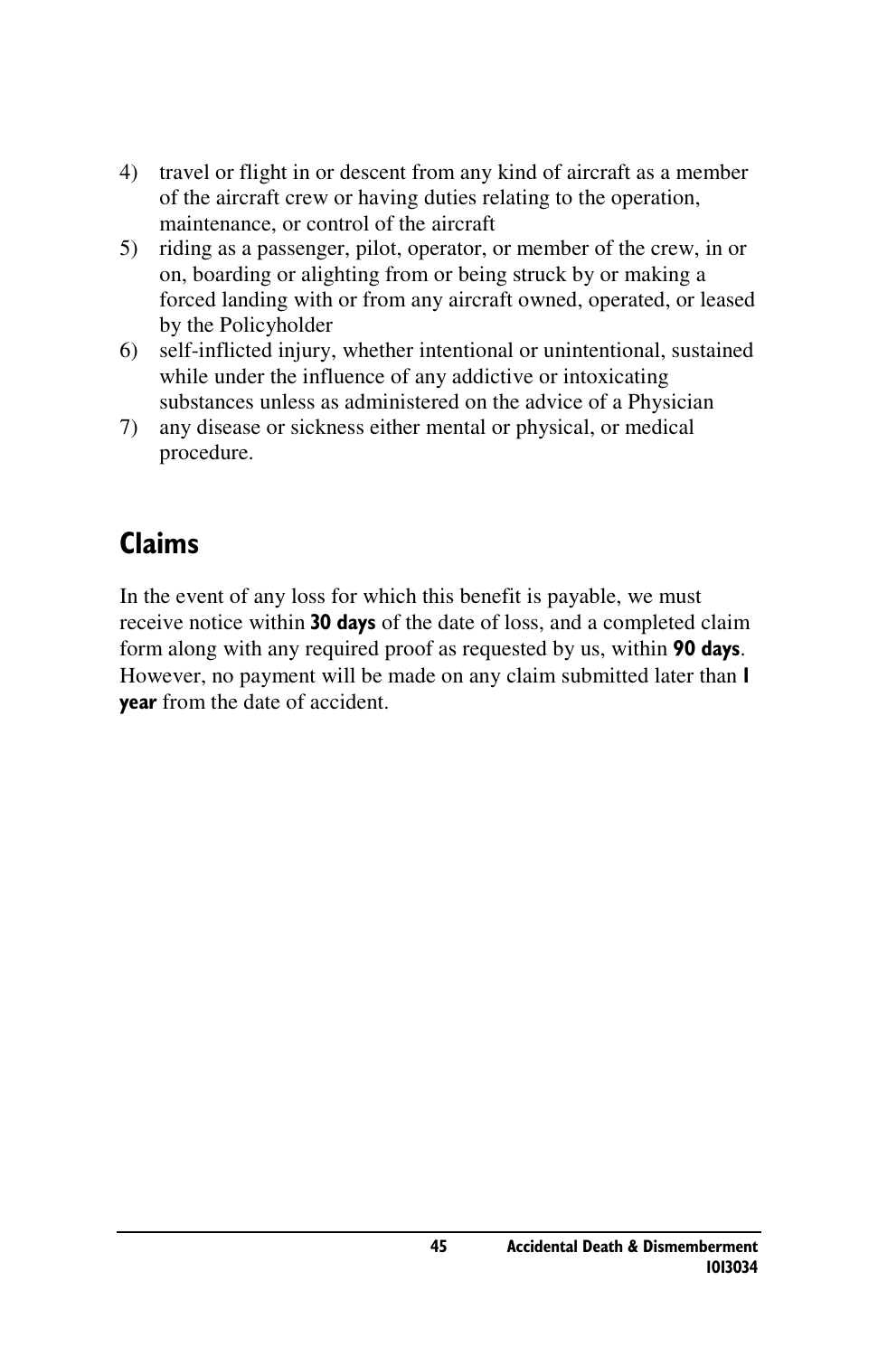4) travel or flight in or descent from any kind of aircraft as a member of the aircraft crew or having duties relating to the operation, maintenance, or control of the aircraft
5) riding as a passenger, pilot, operator, or member of the crew, in or on, boarding or alighting from or being struck by or making a forced landing with or from any aircraft owned, operated, or leased by the Policyholder
6) self-inflicted injury, whether intentional or unintentional, sustained while under the influence of any addictive or intoxicating substances unless as administered on the advice of a Physician
7) any disease or sickness either mental or physical, or medical procedure.

## Claims

In the event of any loss for which this benefit is payable, we must receive notice within **30 days** of the date of loss, and a completed claim form along with any required proof as requested by us, within **90 days**. However, no payment will be made on any claim submitted later than **1 year** from the date of accident.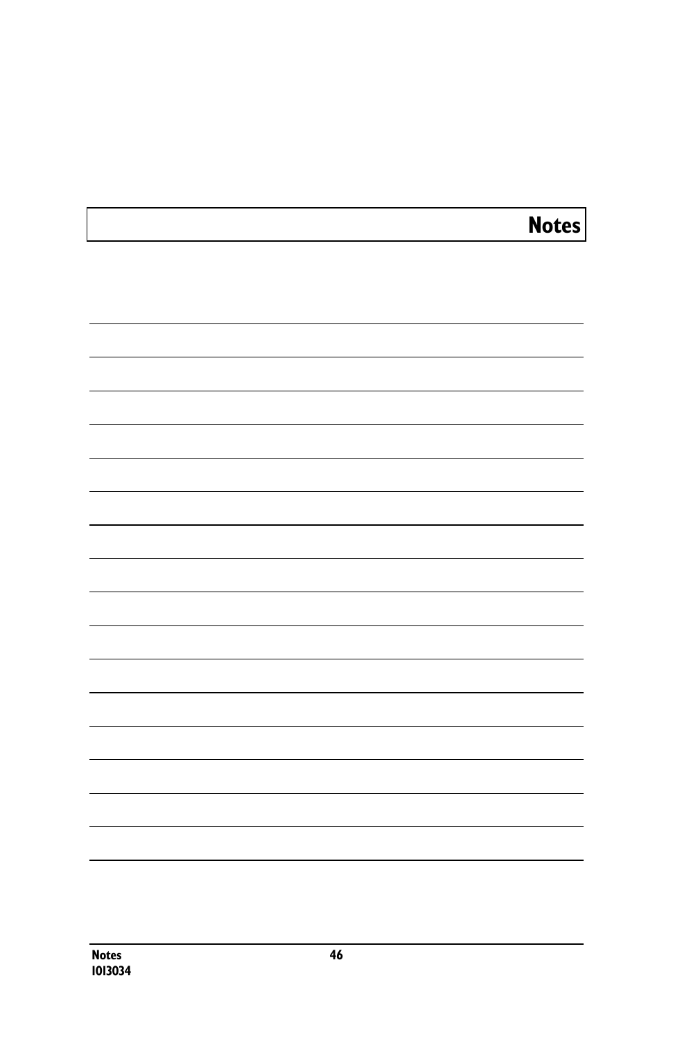# Notes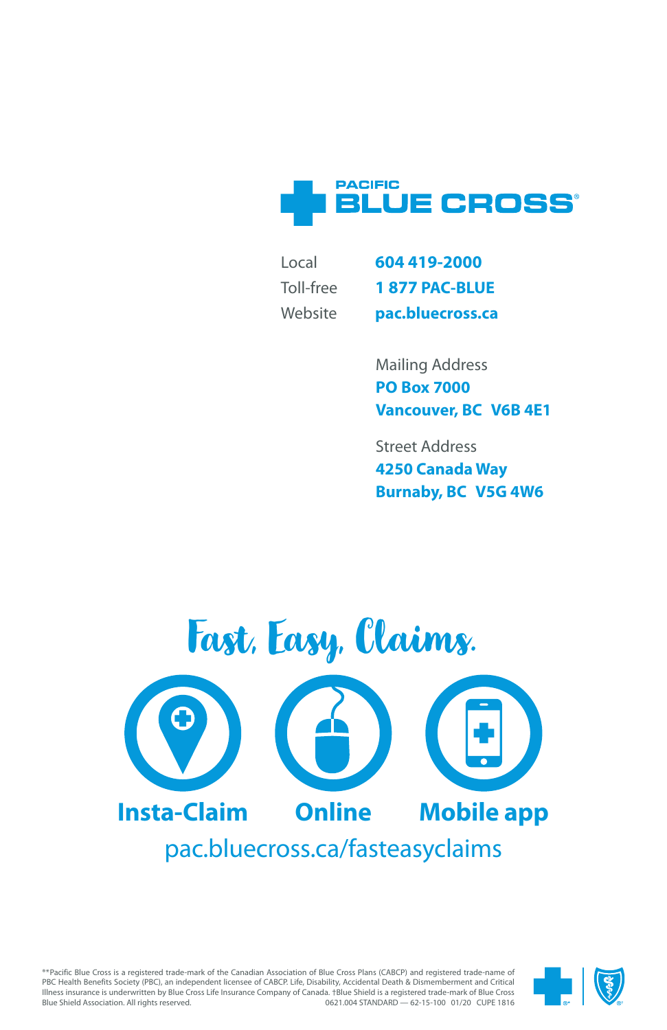PACIFIC BLUE CROSS®

| | |
|---|---|
| Local | **604 419-2000** |
| Toll-free | **1 877 PAC-BLUE** |
| Website | **pac.bluecross.ca** |

Mailing Address
**PO Box 7000**
**Vancouver, BC V6B 4E1**

Street Address
**4250 Canada Way**
**Burnaby, BC V5G 4W6**

# Fast, Easy, Claims.

**Insta-Claim** **Online** **Mobile app**

pac.bluecross.ca/fasteasyclaims

®*Pacific Blue Cross is a registered trade-mark of the Canadian Association of Blue Cross Plans (CABCP) and registered trade-name of PBC Health Benefits Society (PBC), an independent licensee of CABCP. Life, Disability, Accidental Death & Dismemberment and Critical Illness insurance is underwritten by Blue Cross Life Insurance Company of Canada. †Blue Shield is a registered trade-mark of Blue Cross Blue Shield Association. All rights reserved.
0621.004 STANDARD — 62-15-100 01/20 CUPE 1816